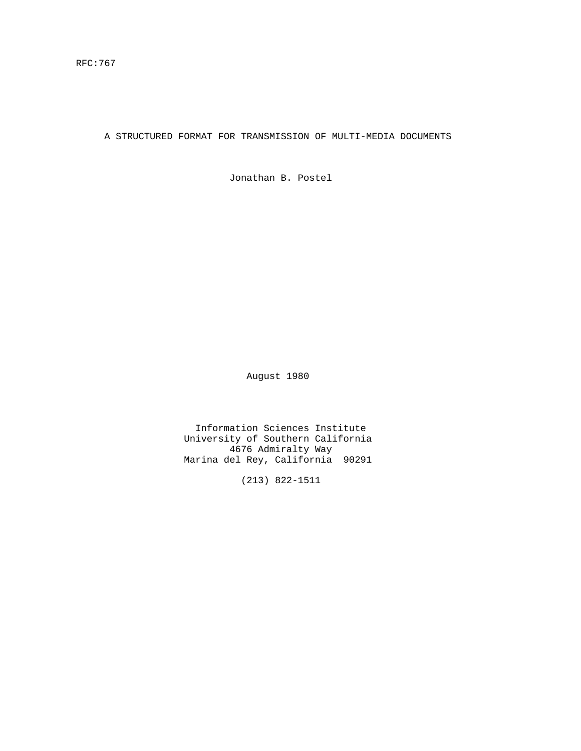RFC:767

# A STRUCTURED FORMAT FOR TRANSMISSION OF MULTI-MEDIA DOCUMENTS

Jonathan B. Postel

August 1980

Information Sciences Institute
University of Southern California
4676 Admiralty Way
Marina del Rey, California 90291

(213) 822-1511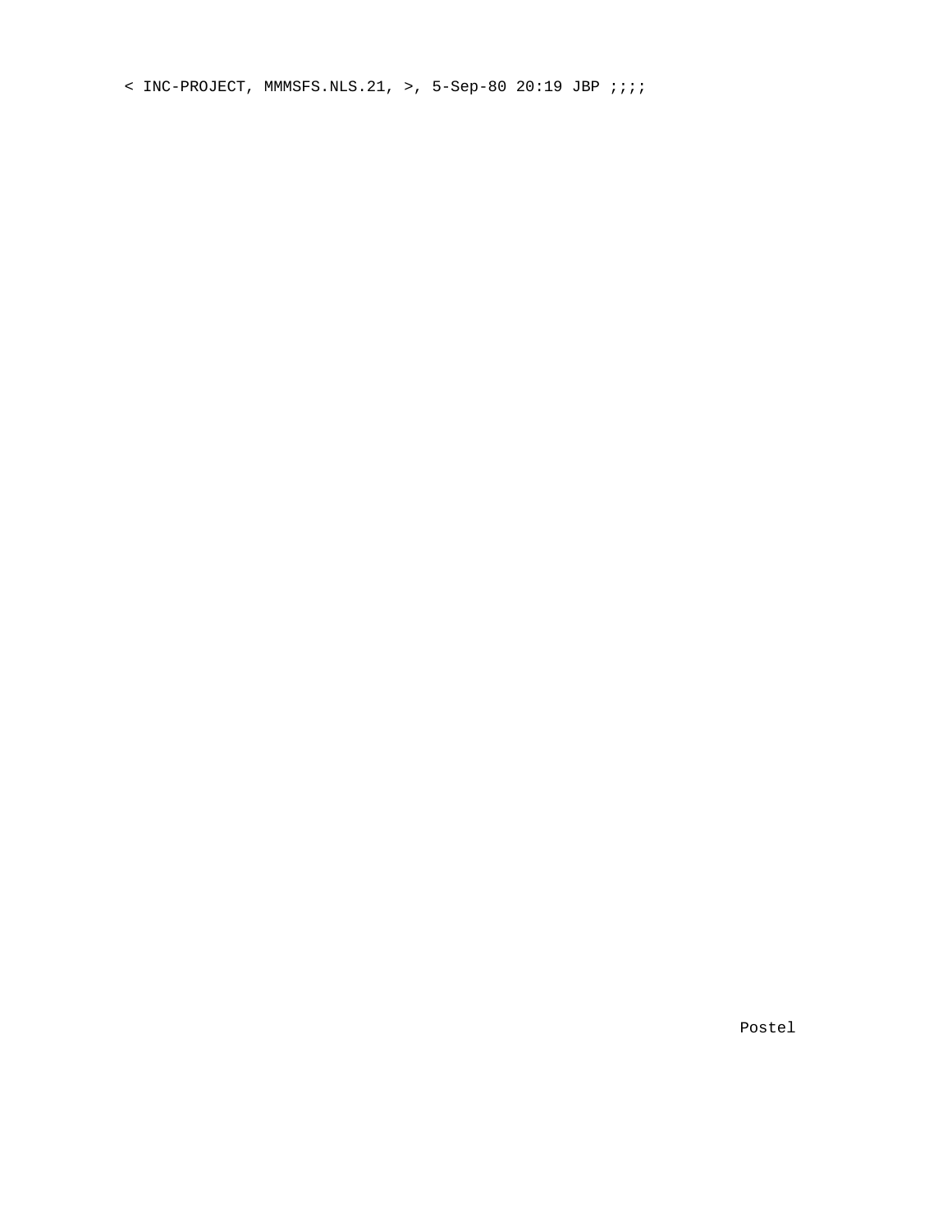< INC-PROJECT, MMMSFS.NLS.21, >, 5-Sep-80 20:19 JBP ;;;;

Postel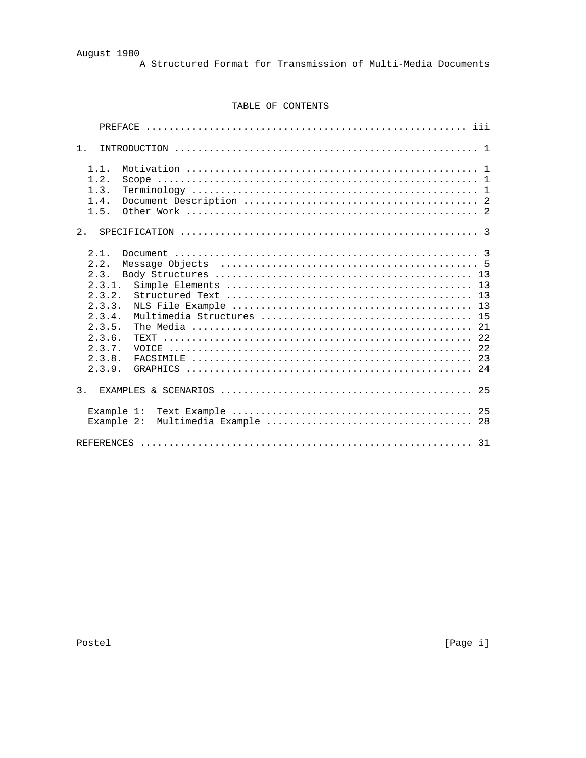# TABLE OF CONTENTS

```
    PREFACE ........................................................ iii

1.  INTRODUCTION ..................................................... 1

  1.1.  Motivation ................................................... 1
  1.2.  Scope ........................................................ 1
  1.3.  Terminology .................................................. 1
  1.4.  Document Description ......................................... 2
  1.5.  Other Work ................................................... 2

2.  SPECIFICATION .................................................... 3

  2.1.  Document ..................................................... 3
  2.2.  Message Objects  ............................................. 5
  2.3.  Body Structures ............................................. 13
  2.3.1.  Simple Elements ......................................... 13
  2.3.2.  Structured Text ......................................... 13
  2.3.3.  NLS File Example ........................................ 13
  2.3.4.  Multimedia Structures ................................... 15
  2.3.5.  The Media ............................................... 21
  2.3.6.  TEXT .................................................... 22
  2.3.7.  VOICE ................................................... 22
  2.3.8.  FACSIMILE ............................................... 23
  2.3.9.  GRAPHICS ................................................ 24

3.  EXAMPLES & SCENARIOS ............................................ 25

  Example 1:  Text Example .......................................... 25
  Example 2:  Multimedia Example .................................... 28

REFERENCES .......................................................... 31
```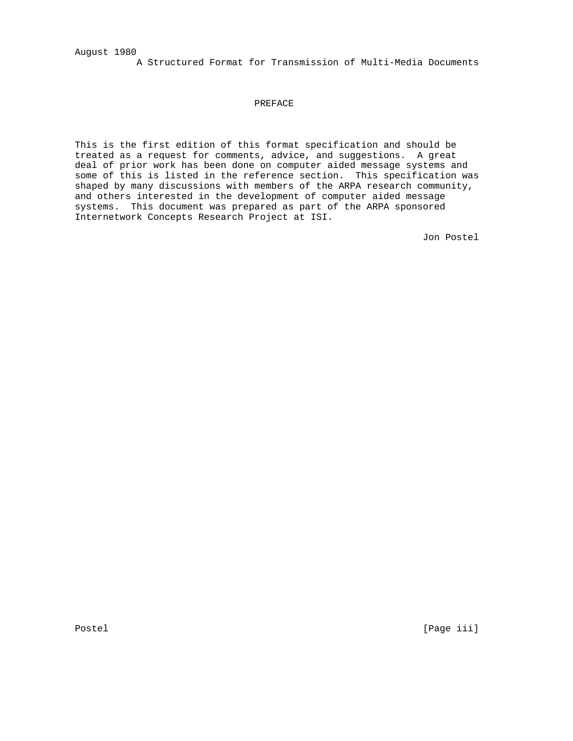# PREFACE

This is the first edition of this format specification and should be treated as a request for comments, advice, and suggestions. A great deal of prior work has been done on computer aided message systems and some of this is listed in the reference section. This specification was shaped by many discussions with members of the ARPA research community, and others interested in the development of computer aided message systems. This document was prepared as part of the ARPA sponsored Internetwork Concepts Research Project at ISI.

Jon Postel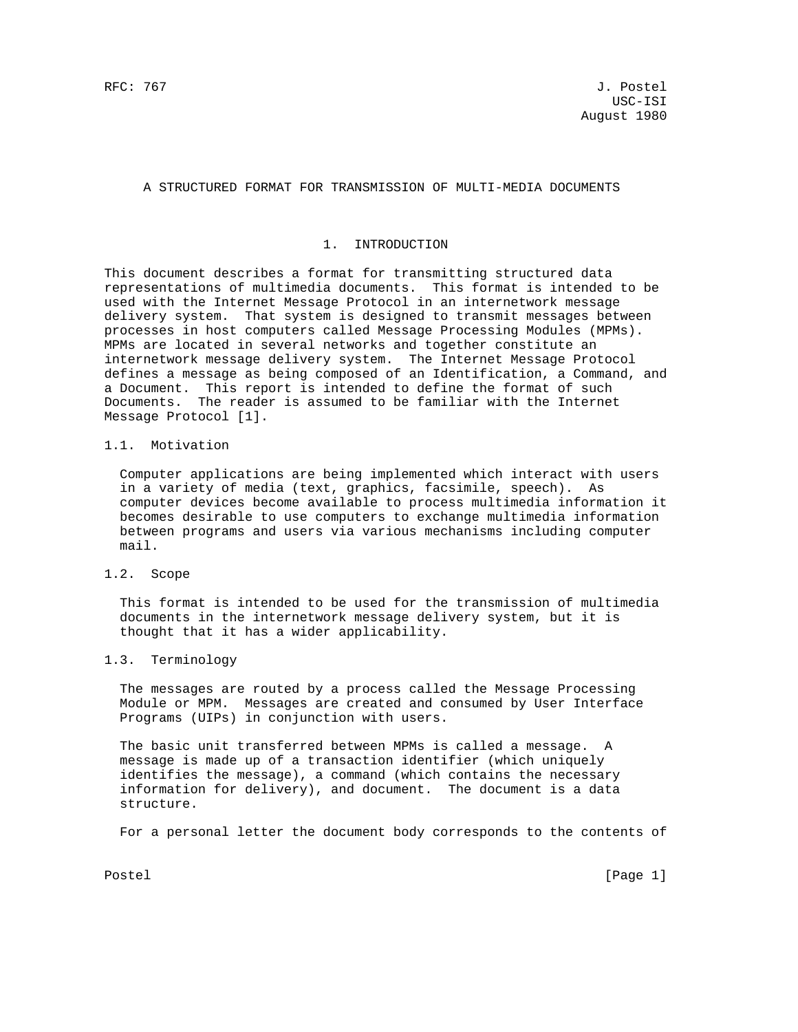RFC: 767 J. Postel
USC-ISI
August 1980

# A STRUCTURED FORMAT FOR TRANSMISSION OF MULTI-MEDIA DOCUMENTS

## 1. INTRODUCTION

This document describes a format for transmitting structured data representations of multimedia documents. This format is intended to be used with the Internet Message Protocol in an internetwork message delivery system. That system is designed to transmit messages between processes in host computers called Message Processing Modules (MPMs). MPMs are located in several networks and together constitute an internetwork message delivery system. The Internet Message Protocol defines a message as being composed of an Identification, a Command, and a Document. This report is intended to define the format of such Documents. The reader is assumed to be familiar with the Internet Message Protocol [1].

### 1.1. Motivation

Computer applications are being implemented which interact with users in a variety of media (text, graphics, facsimile, speech). As computer devices become available to process multimedia information it becomes desirable to use computers to exchange multimedia information between programs and users via various mechanisms including computer mail.

### 1.2. Scope

This format is intended to be used for the transmission of multimedia documents in the internetwork message delivery system, but it is thought that it has a wider applicability.

### 1.3. Terminology

The messages are routed by a process called the Message Processing Module or MPM. Messages are created and consumed by User Interface Programs (UIPs) in conjunction with users.

The basic unit transferred between MPMs is called a message. A message is made up of a transaction identifier (which uniquely identifies the message), a command (which contains the necessary information for delivery), and document. The document is a data structure.

For a personal letter the document body corresponds to the contents of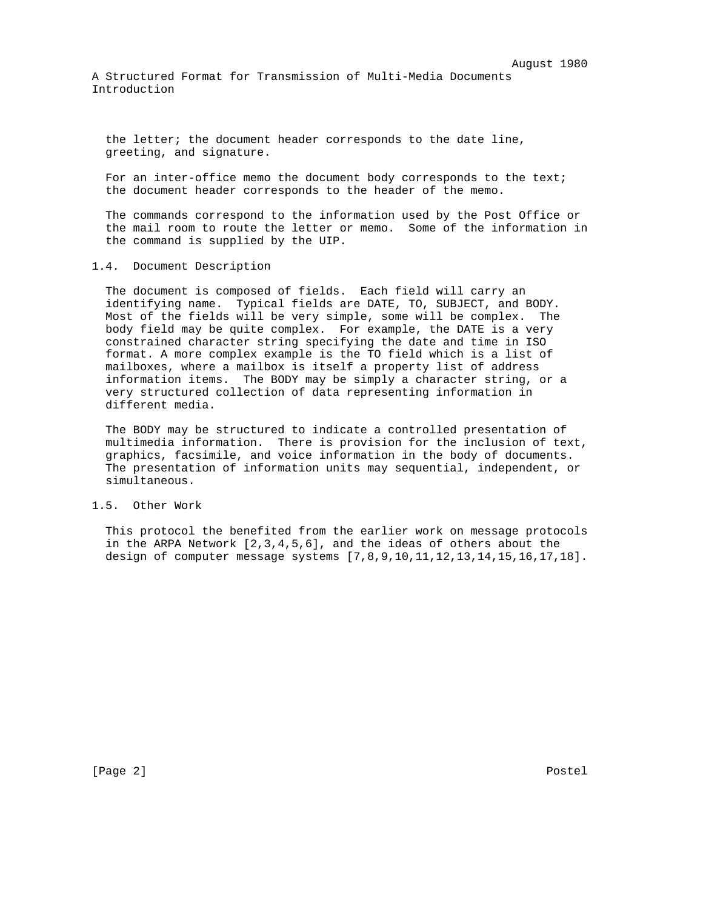the letter; the document header corresponds to the date line, greeting, and signature.

For an inter-office memo the document body corresponds to the text; the document header corresponds to the header of the memo.

The commands correspond to the information used by the Post Office or the mail room to route the letter or memo. Some of the information in the command is supplied by the UIP.

## 1.4. Document Description

The document is composed of fields. Each field will carry an identifying name. Typical fields are DATE, TO, SUBJECT, and BODY. Most of the fields will be very simple, some will be complex. The body field may be quite complex. For example, the DATE is a very constrained character string specifying the date and time in ISO format. A more complex example is the TO field which is a list of mailboxes, where a mailbox is itself a property list of address information items. The BODY may be simply a character string, or a very structured collection of data representing information in different media.

The BODY may be structured to indicate a controlled presentation of multimedia information. There is provision for the inclusion of text, graphics, facsimile, and voice information in the body of documents. The presentation of information units may sequential, independent, or simultaneous.

## 1.5. Other Work

This protocol the benefited from the earlier work on message protocols in the ARPA Network [2,3,4,5,6], and the ideas of others about the design of computer message systems [7,8,9,10,11,12,13,14,15,16,17,18].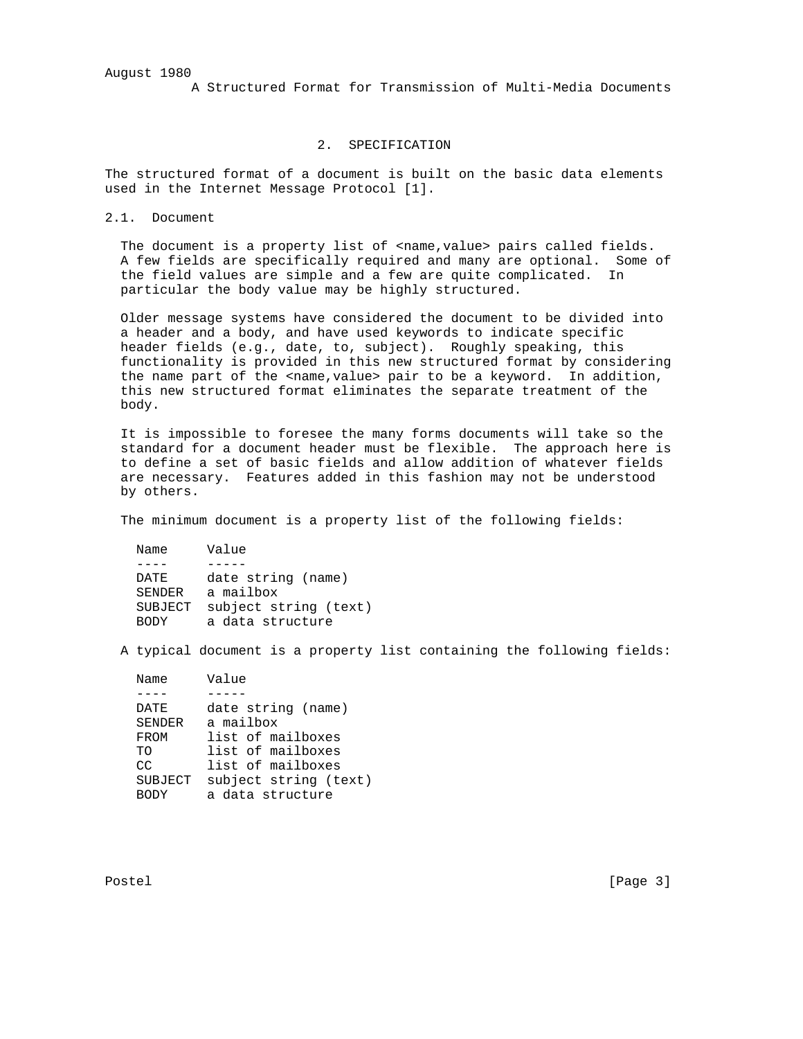## 2. SPECIFICATION

The structured format of a document is built on the basic data elements used in the Internet Message Protocol [1].

### 2.1. Document

The document is a property list of <name,value> pairs called fields. A few fields are specifically required and many are optional. Some of the field values are simple and a few are quite complicated. In particular the body value may be highly structured.

Older message systems have considered the document to be divided into a header and a body, and have used keywords to indicate specific header fields (e.g., date, to, subject). Roughly speaking, this functionality is provided in this new structured format by considering the name part of the <name,value> pair to be a keyword. In addition, this new structured format eliminates the separate treatment of the body.

It is impossible to foresee the many forms documents will take so the standard for a document header must be flexible. The approach here is to define a set of basic fields and allow addition of whatever fields are necessary. Features added in this fashion may not be understood by others.

The minimum document is a property list of the following fields:

| Name | Value |
| --- | --- |
| DATE | date string (name) |
| SENDER | a mailbox |
| SUBJECT | subject string (text) |
| BODY | a data structure |

A typical document is a property list containing the following fields:

| Name | Value |
| --- | --- |
| DATE | date string (name) |
| SENDER | a mailbox |
| FROM | list of mailboxes |
| TO | list of mailboxes |
| CC | list of mailboxes |
| SUBJECT | subject string (text) |
| BODY | a data structure |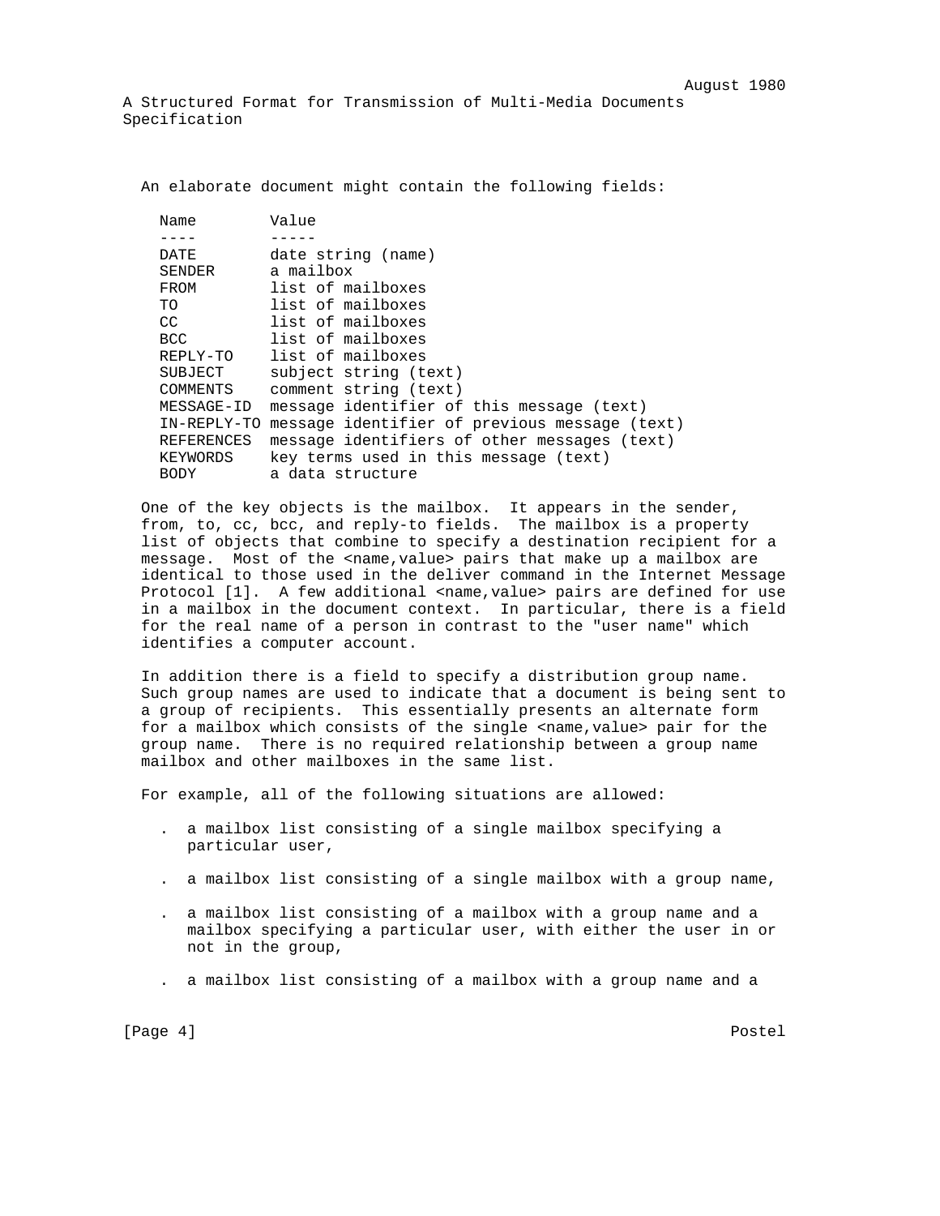An elaborate document might contain the following fields:

| Name | Value |
| --- | --- |
| DATE | date string (name) |
| SENDER | a mailbox |
| FROM | list of mailboxes |
| TO | list of mailboxes |
| CC | list of mailboxes |
| BCC | list of mailboxes |
| REPLY-TO | list of mailboxes |
| SUBJECT | subject string (text) |
| COMMENTS | comment string (text) |
| MESSAGE-ID | message identifier of this message (text) |
| IN-REPLY-TO | message identifier of previous message (text) |
| REFERENCES | message identifiers of other messages (text) |
| KEYWORDS | key terms used in this message (text) |
| BODY | a data structure |

One of the key objects is the mailbox. It appears in the sender, from, to, cc, bcc, and reply-to fields. The mailbox is a property list of objects that combine to specify a destination recipient for a message. Most of the <name,value> pairs that make up a mailbox are identical to those used in the deliver command in the Internet Message Protocol [1]. A few additional <name,value> pairs are defined for use in a mailbox in the document context. In particular, there is a field for the real name of a person in contrast to the "user name" which identifies a computer account.

In addition there is a field to specify a distribution group name. Such group names are used to indicate that a document is being sent to a group of recipients. This essentially presents an alternate form for a mailbox which consists of the single <name,value> pair for the group name. There is no required relationship between a group name mailbox and other mailboxes in the same list.

For example, all of the following situations are allowed:

- a mailbox list consisting of a single mailbox specifying a particular user,

- a mailbox list consisting of a single mailbox with a group name,

- a mailbox list consisting of a mailbox with a group name and a mailbox specifying a particular user, with either the user in or not in the group,

- a mailbox list consisting of a mailbox with a group name and a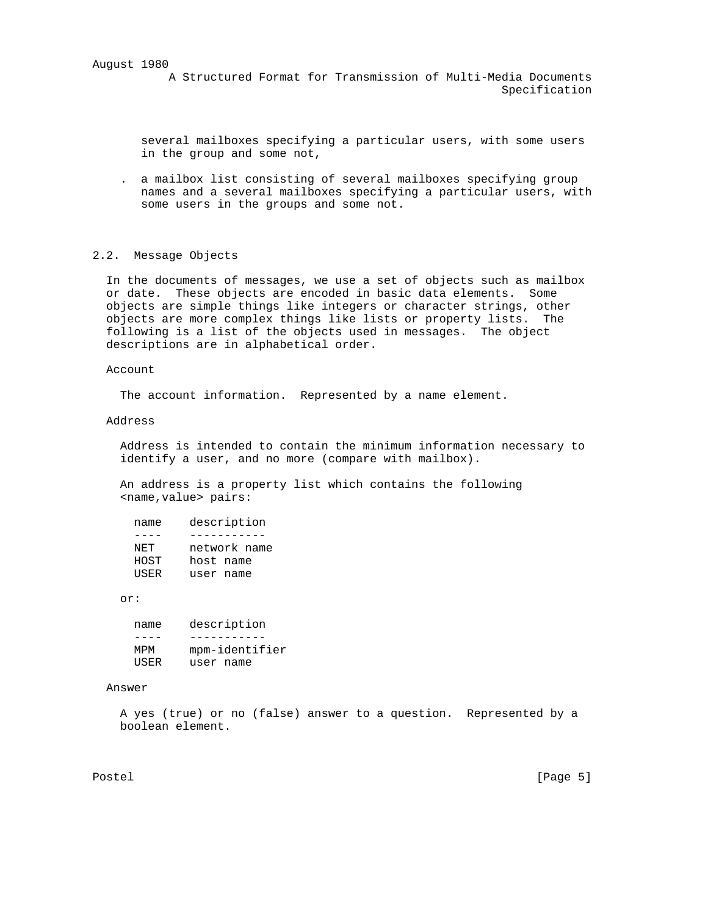several mailboxes specifying a particular users, with some users in the group and some not,

- a mailbox list consisting of several mailboxes specifying group names and a several mailboxes specifying a particular users, with some users in the groups and some not.

## 2.2. Message Objects

In the documents of messages, we use a set of objects such as mailbox or date. These objects are encoded in basic data elements. Some objects are simple things like integers or character strings, other objects are more complex things like lists or property lists. The following is a list of the objects used in messages. The object descriptions are in alphabetical order.

### Account

The account information. Represented by a name element.

### Address

Address is intended to contain the minimum information necessary to identify a user, and no more (compare with mailbox).

An address is a property list which contains the following <name,value> pairs:

| name | description |
| --- | --- |
| NET | network name |
| HOST | host name |
| USER | user name |

or:

| name | description |
| --- | --- |
| MPM | mpm-identifier |
| USER | user name |

### Answer

A yes (true) or no (false) answer to a question. Represented by a boolean element.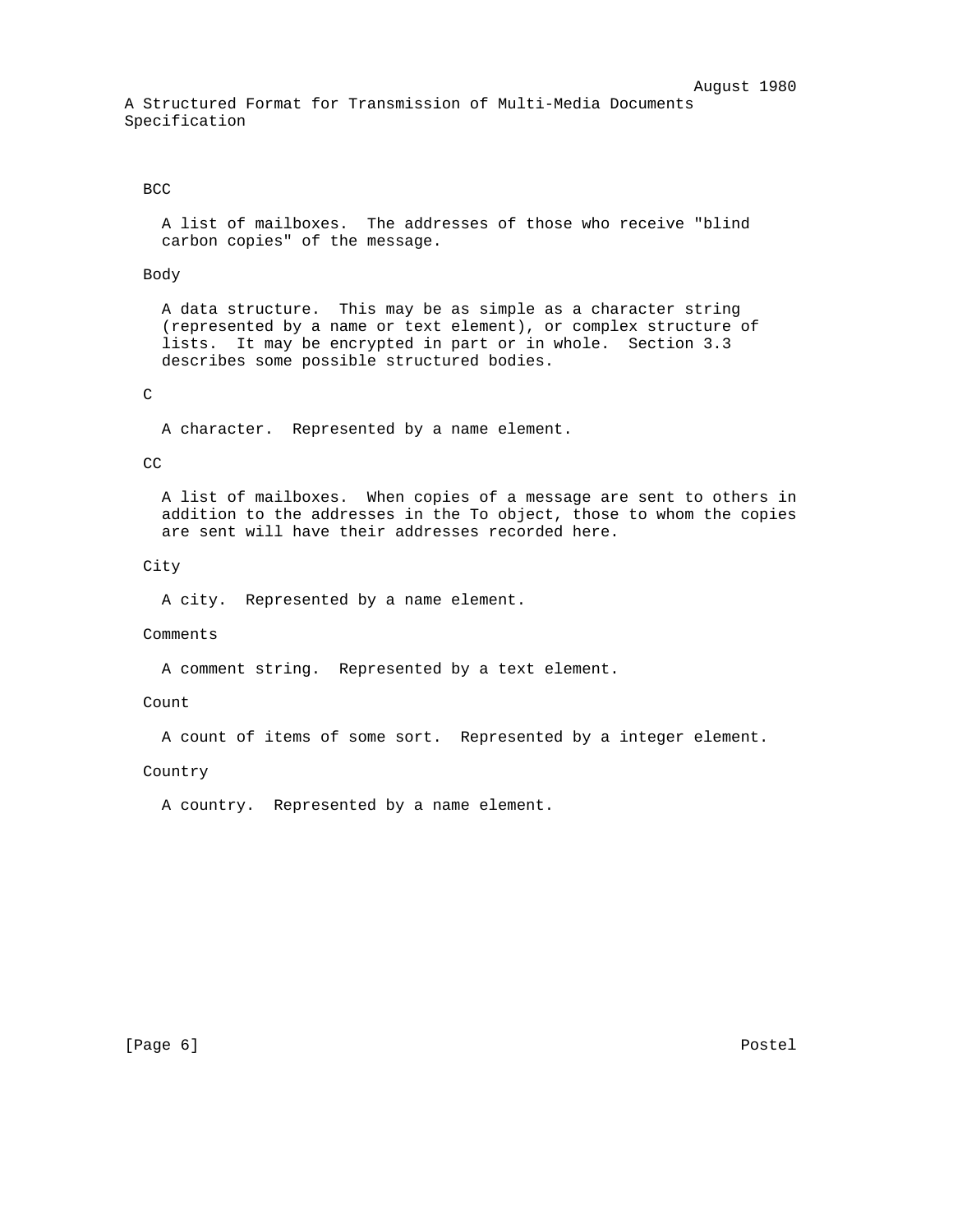BCC

A list of mailboxes. The addresses of those who receive "blind carbon copies" of the message.

Body

A data structure. This may be as simple as a character string (represented by a name or text element), or complex structure of lists. It may be encrypted in part or in whole. Section 3.3 describes some possible structured bodies.

C

A character. Represented by a name element.

CC

A list of mailboxes. When copies of a message are sent to others in addition to the addresses in the To object, those to whom the copies are sent will have their addresses recorded here.

City

A city. Represented by a name element.

Comments

A comment string. Represented by a text element.

Count

A count of items of some sort. Represented by a integer element.

Country

A country. Represented by a name element.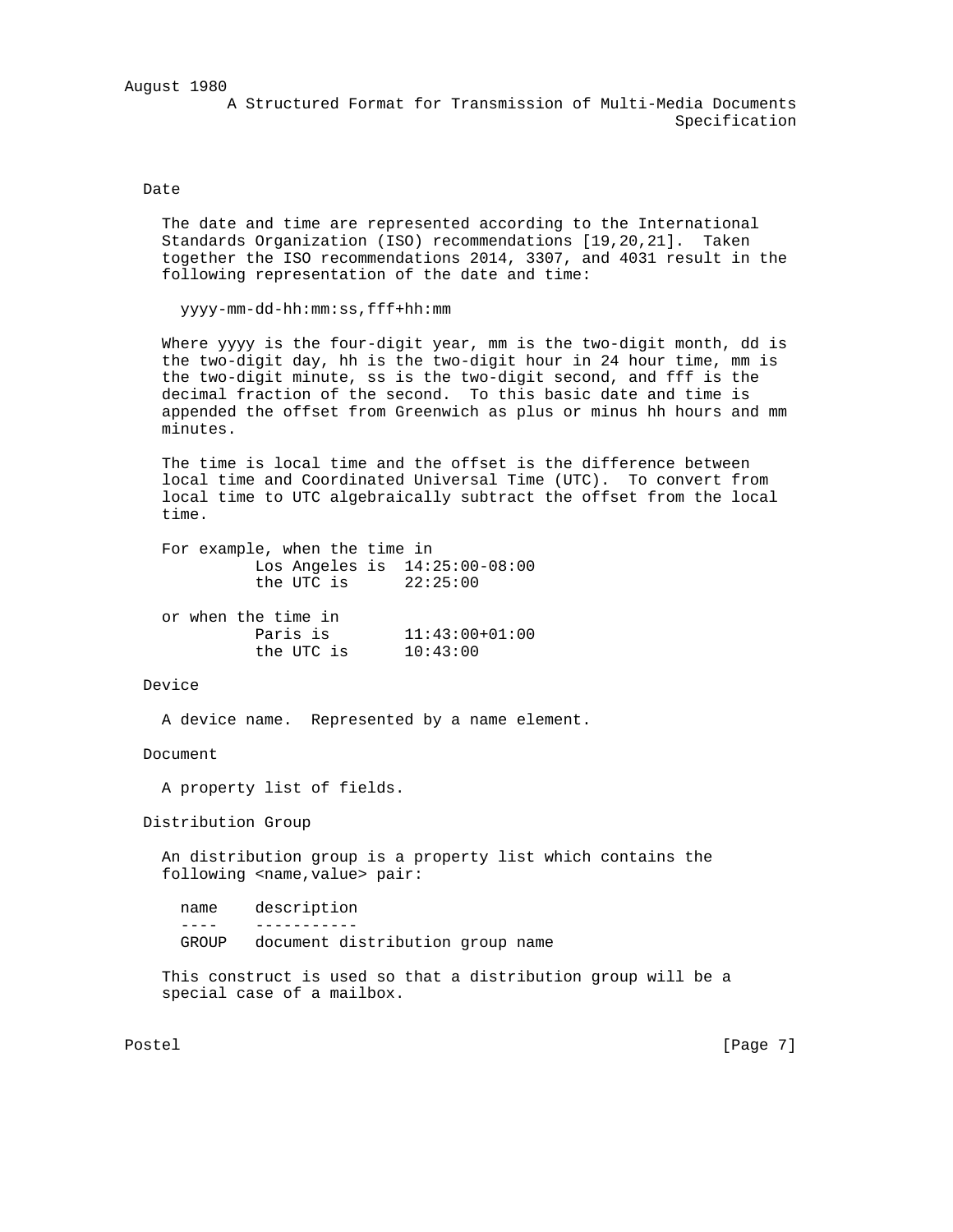### Date

The date and time are represented according to the International Standards Organization (ISO) recommendations [19,20,21]. Taken together the ISO recommendations 2014, 3307, and 4031 result in the following representation of the date and time:

```
yyyy-mm-dd-hh:mm:ss,fff+hh:mm
```

Where yyyy is the four-digit year, mm is the two-digit month, dd is the two-digit day, hh is the two-digit hour in 24 hour time, mm is the two-digit minute, ss is the two-digit second, and fff is the decimal fraction of the second. To this basic date and time is appended the offset from Greenwich as plus or minus hh hours and mm minutes.

The time is local time and the offset is the difference between local time and Coordinated Universal Time (UTC). To convert from local time to UTC algebraically subtract the offset from the local time.

For example, when the time in

```
        Los Angeles is  14:25:00-08:00
        the UTC is      22:25:00
```

or when the time in

```
        Paris is        11:43:00+01:00
        the UTC is      10:43:00
```

### Device

A device name. Represented by a name element.

### Document

A property list of fields.

### Distribution Group

An distribution group is a property list which contains the following <name,value> pair:

| name | description |
| --- | --- |
| GROUP | document distribution group name |

This construct is used so that a distribution group will be a special case of a mailbox.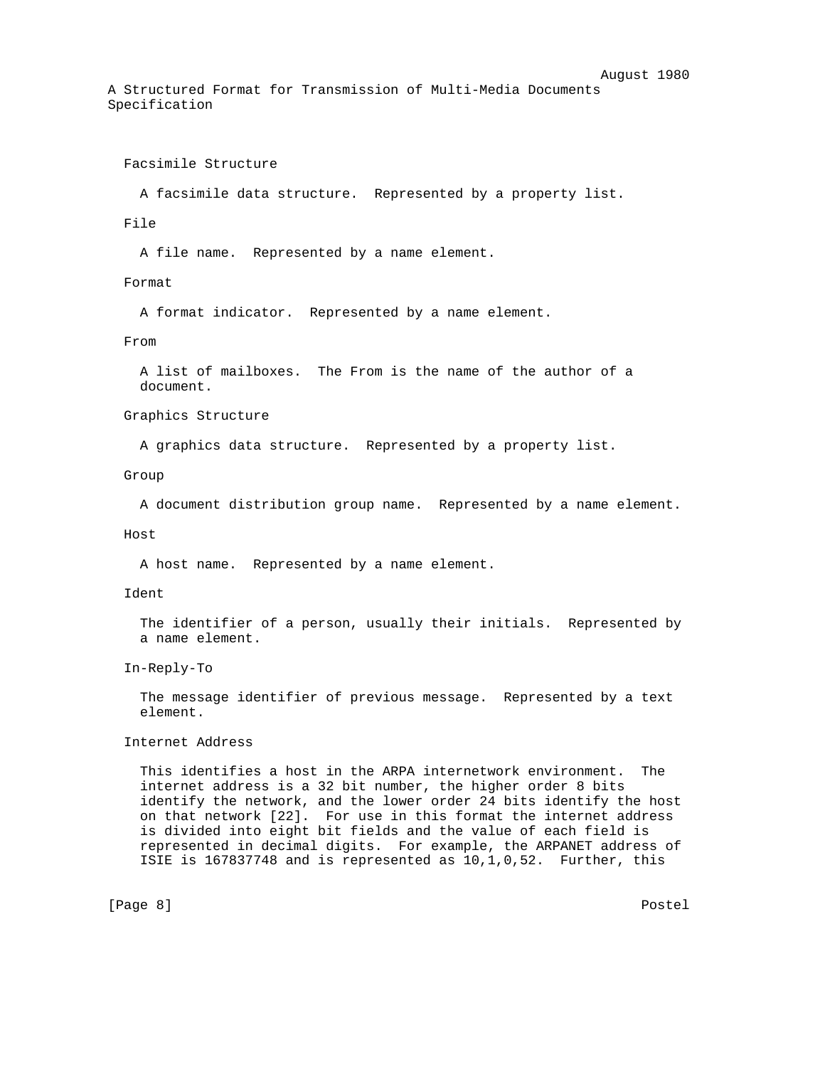Facsimile Structure

A facsimile data structure. Represented by a property list.

File

A file name. Represented by a name element.

Format

A format indicator. Represented by a name element.

From

A list of mailboxes. The From is the name of the author of a document.

Graphics Structure

A graphics data structure. Represented by a property list.

Group

A document distribution group name. Represented by a name element.

Host

A host name. Represented by a name element.

Ident

The identifier of a person, usually their initials. Represented by a name element.

In-Reply-To

The message identifier of previous message. Represented by a text element.

Internet Address

This identifies a host in the ARPA internetwork environment. The internet address is a 32 bit number, the higher order 8 bits identify the network, and the lower order 24 bits identify the host on that network [22]. For use in this format the internet address is divided into eight bit fields and the value of each field is represented in decimal digits. For example, the ARPANET address of ISIE is 167837748 and is represented as 10,1,0,52. Further, this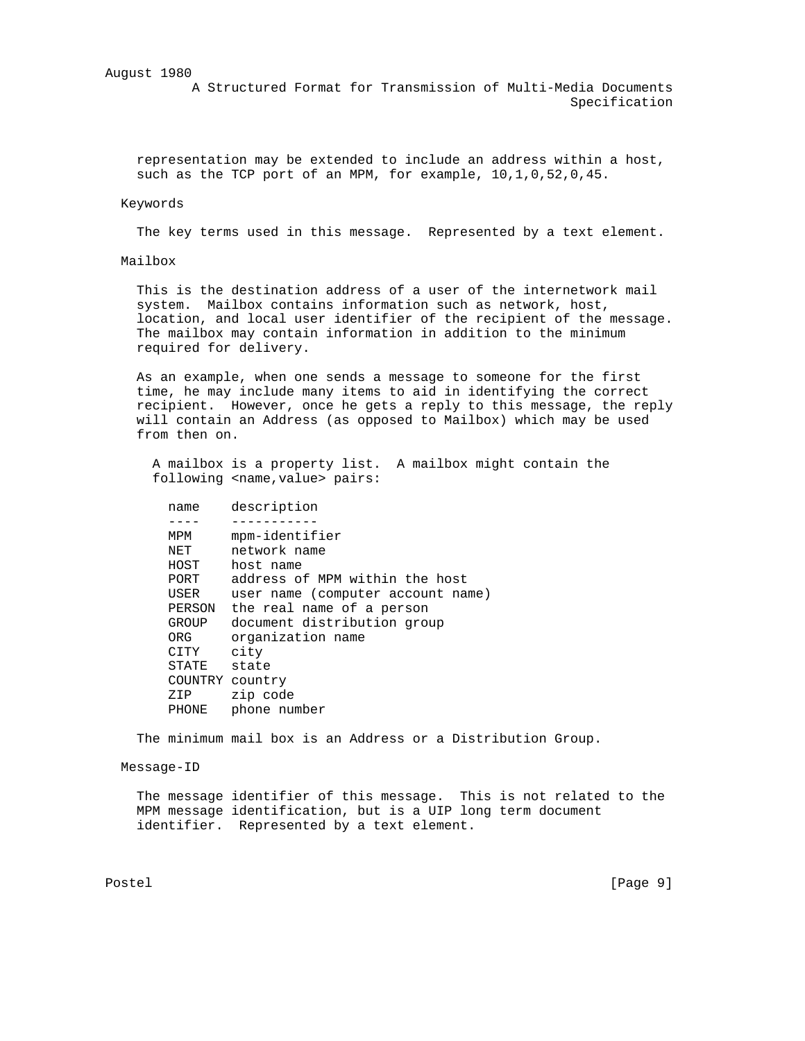representation may be extended to include an address within a host, such as the TCP port of an MPM, for example, 10,1,0,52,0,45.

### Keywords

The key terms used in this message. Represented by a text element.

### Mailbox

This is the destination address of a user of the internetwork mail system. Mailbox contains information such as network, host, location, and local user identifier of the recipient of the message. The mailbox may contain information in addition to the minimum required for delivery.

As an example, when one sends a message to someone for the first time, he may include many items to aid in identifying the correct recipient. However, once he gets a reply to this message, the reply will contain an Address (as opposed to Mailbox) which may be used from then on.

A mailbox is a property list. A mailbox might contain the following <name,value> pairs:

| name | description |
|---|---|
| MPM | mpm-identifier |
| NET | network name |
| HOST | host name |
| PORT | address of MPM within the host |
| USER | user name (computer account name) |
| PERSON | the real name of a person |
| GROUP | document distribution group |
| ORG | organization name |
| CITY | city |
| STATE | state |
| COUNTRY | country |
| ZIP | zip code |
| PHONE | phone number |

The minimum mail box is an Address or a Distribution Group.

### Message-ID

The message identifier of this message. This is not related to the MPM message identification, but is a UIP long term document identifier. Represented by a text element.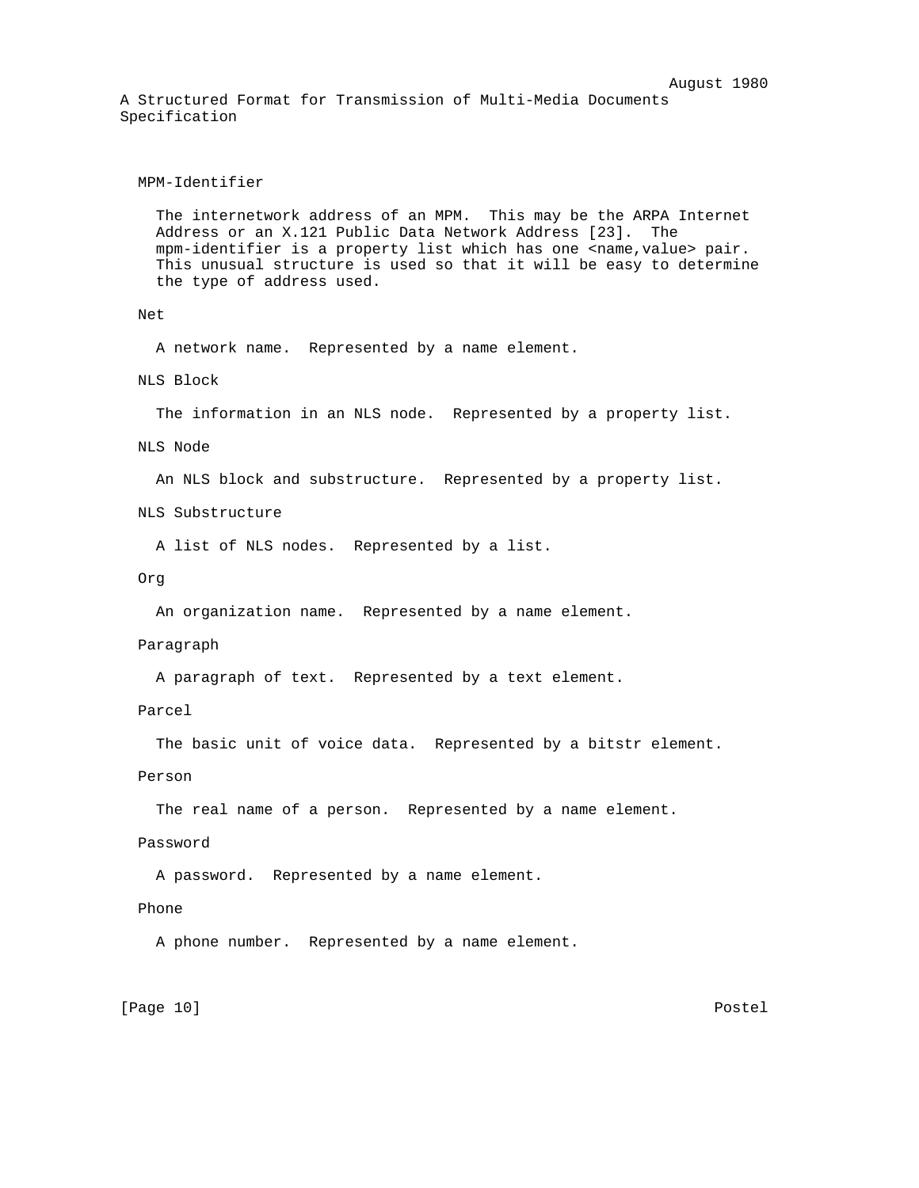MPM-Identifier

The internetwork address of an MPM. This may be the ARPA Internet Address or an X.121 Public Data Network Address [23]. The mpm-identifier is a property list which has one <name,value> pair. This unusual structure is used so that it will be easy to determine the type of address used.

Net

A network name. Represented by a name element.

NLS Block

The information in an NLS node. Represented by a property list.

NLS Node

An NLS block and substructure. Represented by a property list.

NLS Substructure

A list of NLS nodes. Represented by a list.

Org

An organization name. Represented by a name element.

Paragraph

A paragraph of text. Represented by a text element.

Parcel

The basic unit of voice data. Represented by a bitstr element.

Person

The real name of a person. Represented by a name element.

Password

A password. Represented by a name element.

Phone

A phone number. Represented by a name element.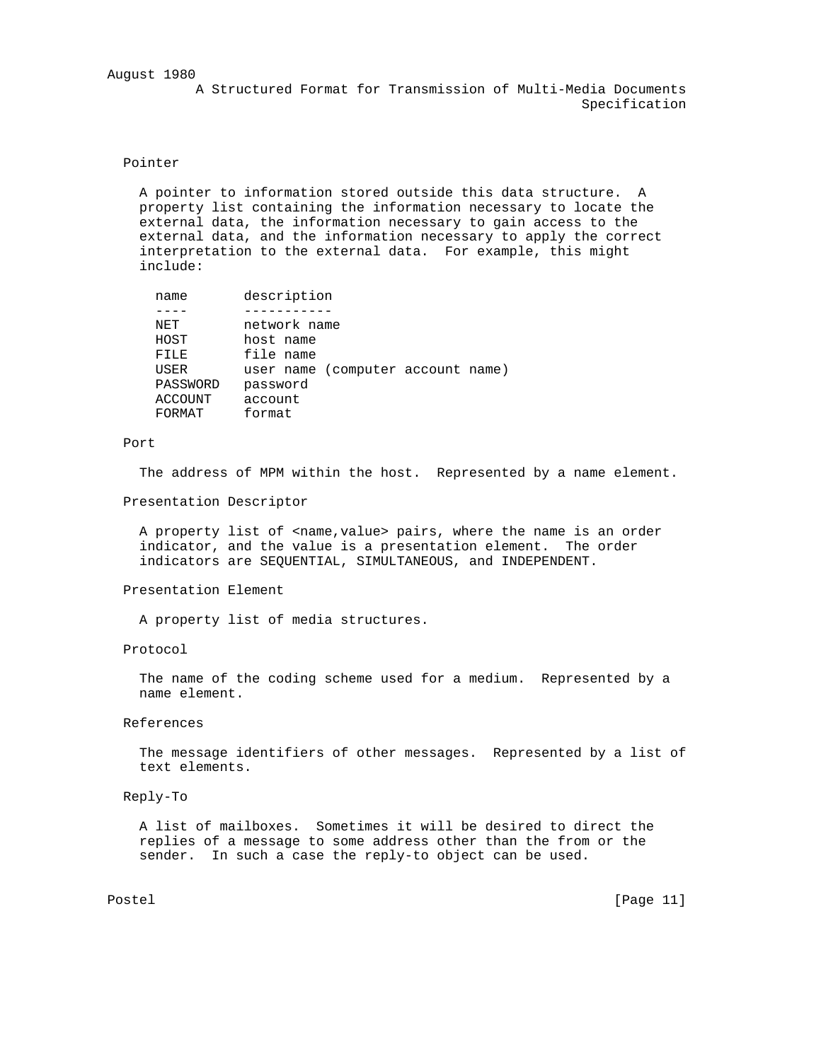### Pointer

A pointer to information stored outside this data structure. A property list containing the information necessary to locate the external data, the information necessary to gain access to the external data, and the information necessary to apply the correct interpretation to the external data. For example, this might include:

| name | description |
|---|---|
| NET | network name |
| HOST | host name |
| FILE | file name |
| USER | user name (computer account name) |
| PASSWORD | password |
| ACCOUNT | account |
| FORMAT | format |

### Port

The address of MPM within the host. Represented by a name element.

### Presentation Descriptor

A property list of <name,value> pairs, where the name is an order indicator, and the value is a presentation element. The order indicators are SEQUENTIAL, SIMULTANEOUS, and INDEPENDENT.

### Presentation Element

A property list of media structures.

### Protocol

The name of the coding scheme used for a medium. Represented by a name element.

### References

The message identifiers of other messages. Represented by a list of text elements.

### Reply-To

A list of mailboxes. Sometimes it will be desired to direct the replies of a message to some address other than the from or the sender. In such a case the reply-to object can be used.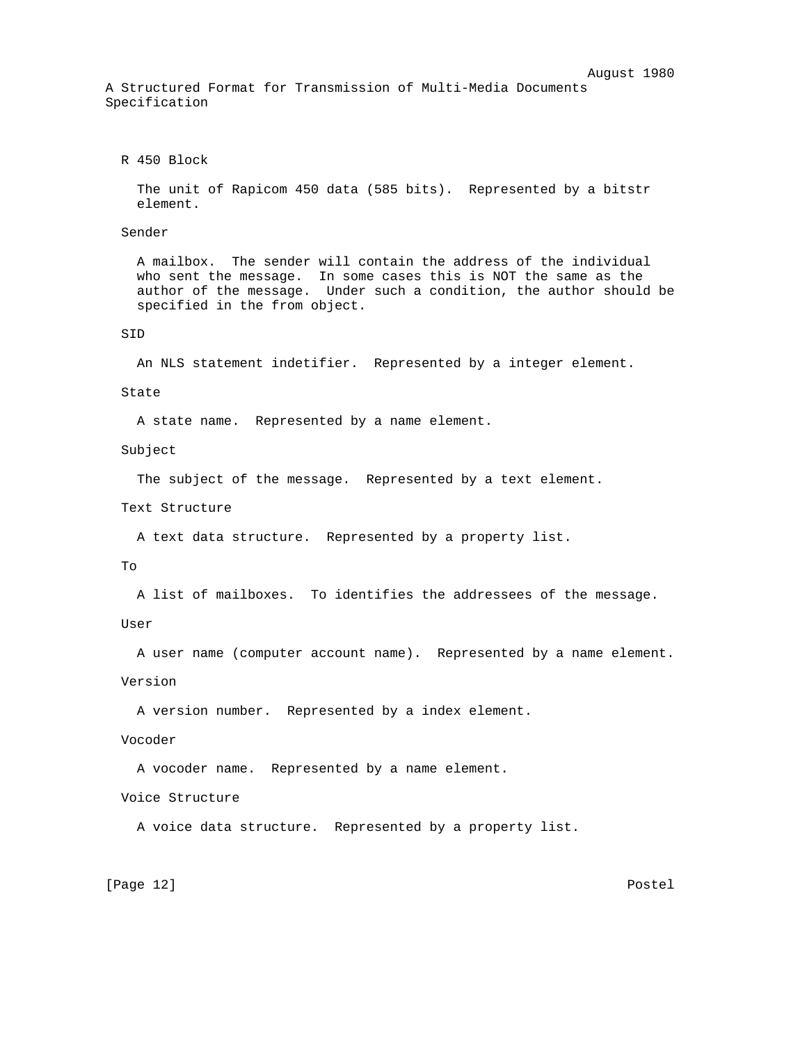R 450 Block

The unit of Rapicom 450 data (585 bits). Represented by a bitstr element.

Sender

A mailbox. The sender will contain the address of the individual who sent the message. In some cases this is NOT the same as the author of the message. Under such a condition, the author should be specified in the from object.

SID

An NLS statement indetifier. Represented by a integer element.

State

A state name. Represented by a name element.

Subject

The subject of the message. Represented by a text element.

Text Structure

A text data structure. Represented by a property list.

To

A list of mailboxes. To identifies the addressees of the message.

User

A user name (computer account name). Represented by a name element.

Version

A version number. Represented by a index element.

Vocoder

A vocoder name. Represented by a name element.

Voice Structure

A voice data structure. Represented by a property list.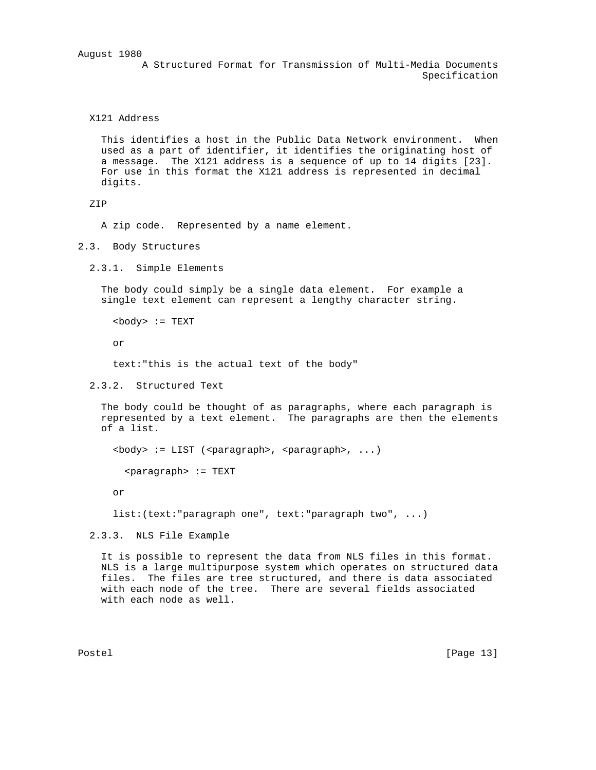X121 Address

This identifies a host in the Public Data Network environment. When used as a part of identifier, it identifies the originating host of a message. The X121 address is a sequence of up to 14 digits [23]. For use in this format the X121 address is represented in decimal digits.

ZIP

A zip code. Represented by a name element.

## 2.3. Body Structures

### 2.3.1. Simple Elements

The body could simply be a single data element. For example a single text element can represent a lengthy character string.

```
<body> := TEXT

or

text:"this is the actual text of the body"
```

### 2.3.2. Structured Text

The body could be thought of as paragraphs, where each paragraph is represented by a text element. The paragraphs are then the elements of a list.

```
<body> := LIST (<paragraph>, <paragraph>, ...)

  <paragraph> := TEXT

or

list:(text:"paragraph one", text:"paragraph two", ...)
```

### 2.3.3. NLS File Example

It is possible to represent the data from NLS files in this format. NLS is a large multipurpose system which operates on structured data files. The files are tree structured, and there is data associated with each node of the tree. There are several fields associated with each node as well.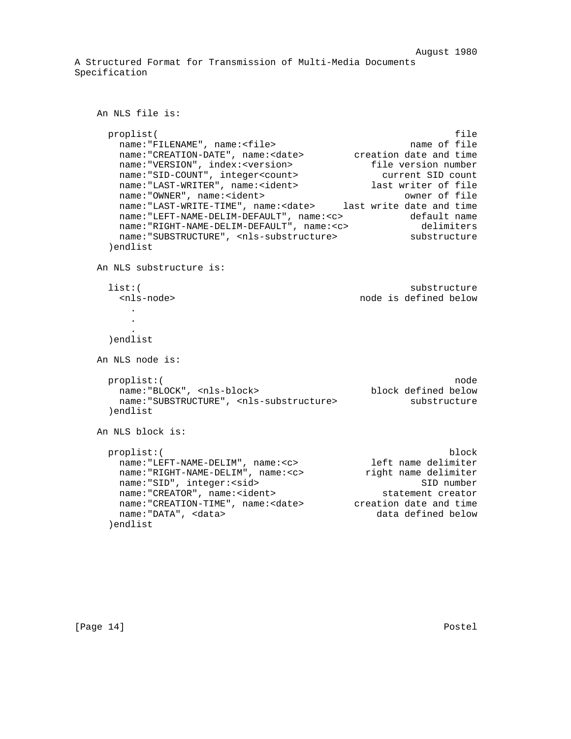An NLS file is:

```
  proplist(                                                 file
    name:"FILENAME", name:<file>                    name of file
    name:"CREATION-DATE", name:<date>      creation date and time
    name:"VERSION", index:<version>          file version number
    name:"SID-COUNT", integer<count>           current SID count
    name:"LAST-WRITER", name:<ident>         last writer of file
    name:"OWNER", name:<ident>                     owner of file
    name:"LAST-WRITE-TIME", name:<date>  last write date and time
    name:"LEFT-NAME-DELIM-DEFAULT", name:<c>        default name
    name:"RIGHT-NAME-DELIM-DEFAULT", name:<c>         delimiters
    name:"SUBSTRUCTURE", <nls-substructure>         substructure
  )endlist
```

An NLS substructure is:

```
  list:(                                            substructure
    <nls-node>                              node is defined below
      .
      .
      .
  )endlist
```

An NLS node is:

```
  proplist:(                                                node
    name:"BLOCK", <nls-block>                 block defined below
    name:"SUBSTRUCTURE", <nls-substructure>         substructure
  )endlist
```

An NLS block is:

```
  proplist:(                                               block
    name:"LEFT-NAME-DELIM", name:<c>          left name delimiter
    name:"RIGHT-NAME-DELIM", name:<c>        right name delimiter
    name:"SID", integer:<sid>                          SID number
    name:"CREATOR", name:<ident>                statement creator
    name:"CREATION-TIME", name:<date>      creation date and time
    name:"DATA", <data>                         data defined below
  )endlist
```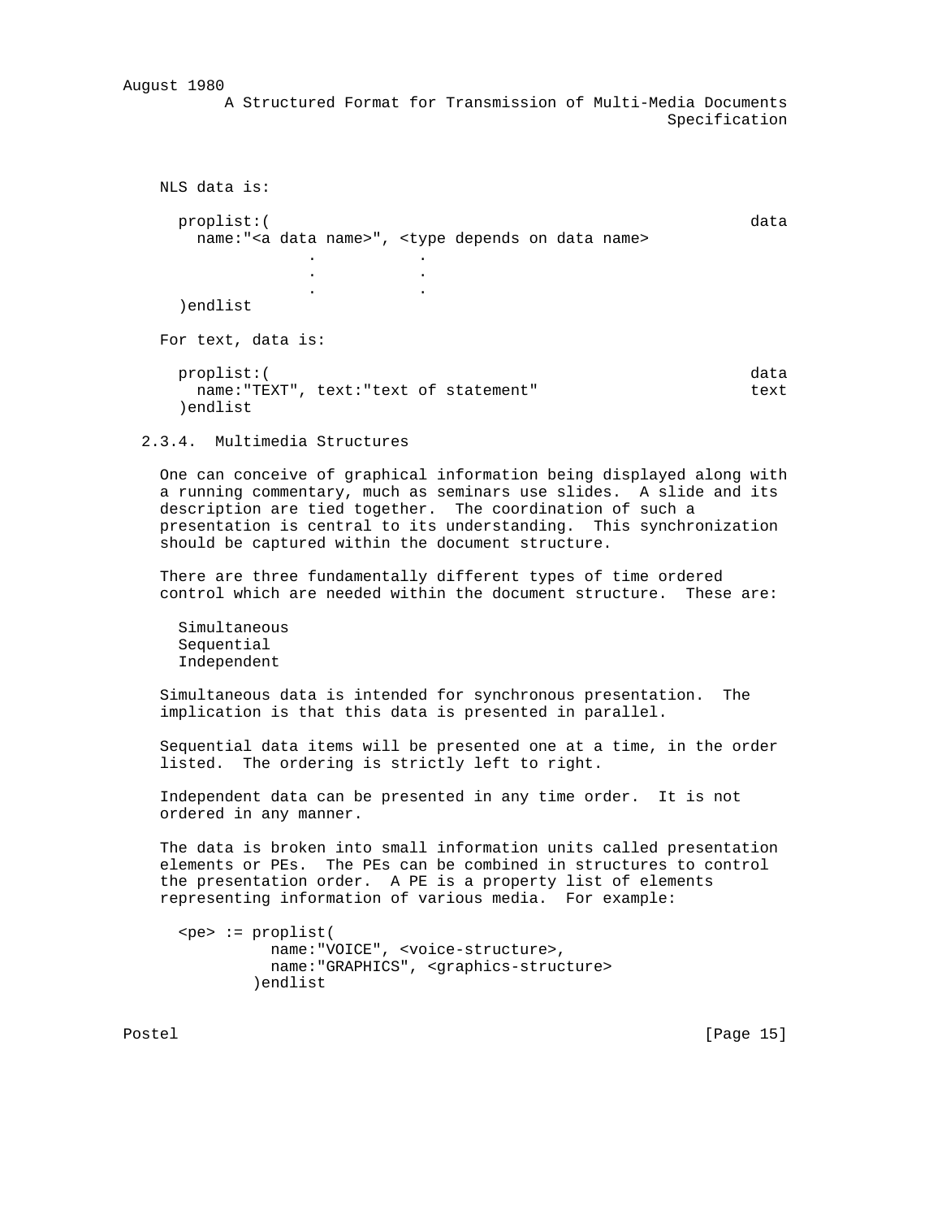NLS data is:

```
  proplist:(                                                   data
    name:"<a data name>", <type depends on data name>
                .           .
                .           .
                .           .
  )endlist
```

For text, data is:

```
  proplist:(                                                   data
    name:"TEXT", text:"text of statement"                      text
  )endlist
```

### 2.3.4. Multimedia Structures

One can conceive of graphical information being displayed along with a running commentary, much as seminars use slides. A slide and its description are tied together. The coordination of such a presentation is central to its understanding. This synchronization should be captured within the document structure.

There are three fundamentally different types of time ordered control which are needed within the document structure. These are:

Simultaneous
Sequential
Independent

Simultaneous data is intended for synchronous presentation. The implication is that this data is presented in parallel.

Sequential data items will be presented one at a time, in the order listed. The ordering is strictly left to right.

Independent data can be presented in any time order. It is not ordered in any manner.

The data is broken into small information units called presentation elements or PEs. The PEs can be combined in structures to control the presentation order. A PE is a property list of elements representing information of various media. For example:

```
  <pe> := proplist(
            name:"VOICE", <voice-structure>,
            name:"GRAPHICS", <graphics-structure>
          )endlist
```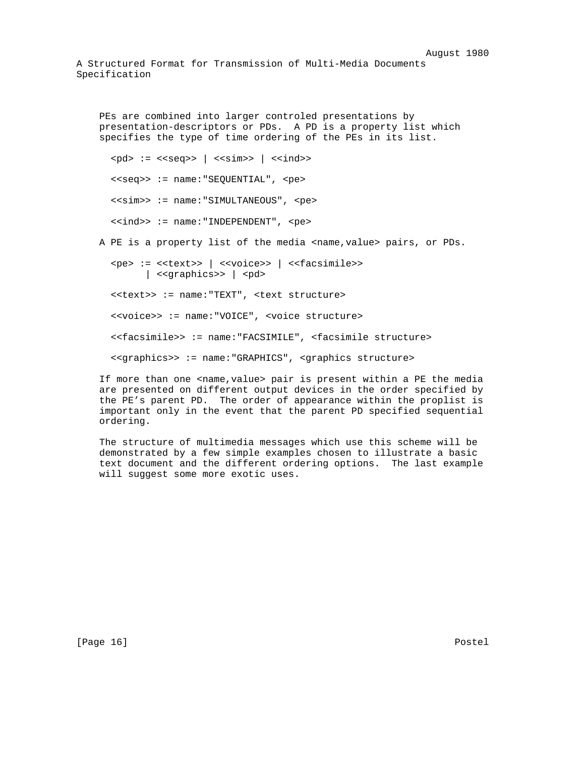PEs are combined into larger controled presentations by presentation-descriptors or PDs. A PD is a property list which specifies the type of time ordering of the PEs in its list.

```
<pd> := <<seq>> | <<sim>> | <<ind>>

<<seq>> := name:"SEQUENTIAL", <pe>

<<sim>> := name:"SIMULTANEOUS", <pe>

<<ind>> := name:"INDEPENDENT", <pe>
```

A PE is a property list of the media <name,value> pairs, or PDs.

```
<pe> := <<text>> | <<voice>> | <<facsimile>>
      | <<graphics>> | <pd>

<<text>> := name:"TEXT", <text structure>

<<voice>> := name:"VOICE", <voice structure>

<<facsimile>> := name:"FACSIMILE", <facsimile structure>

<<graphics>> := name:"GRAPHICS", <graphics structure>
```

If more than one <name,value> pair is present within a PE the media are presented on different output devices in the order specified by the PE's parent PD. The order of appearance within the proplist is important only in the event that the parent PD specified sequential ordering.

The structure of multimedia messages which use this scheme will be demonstrated by a few simple examples chosen to illustrate a basic text document and the different ordering options. The last example will suggest some more exotic uses.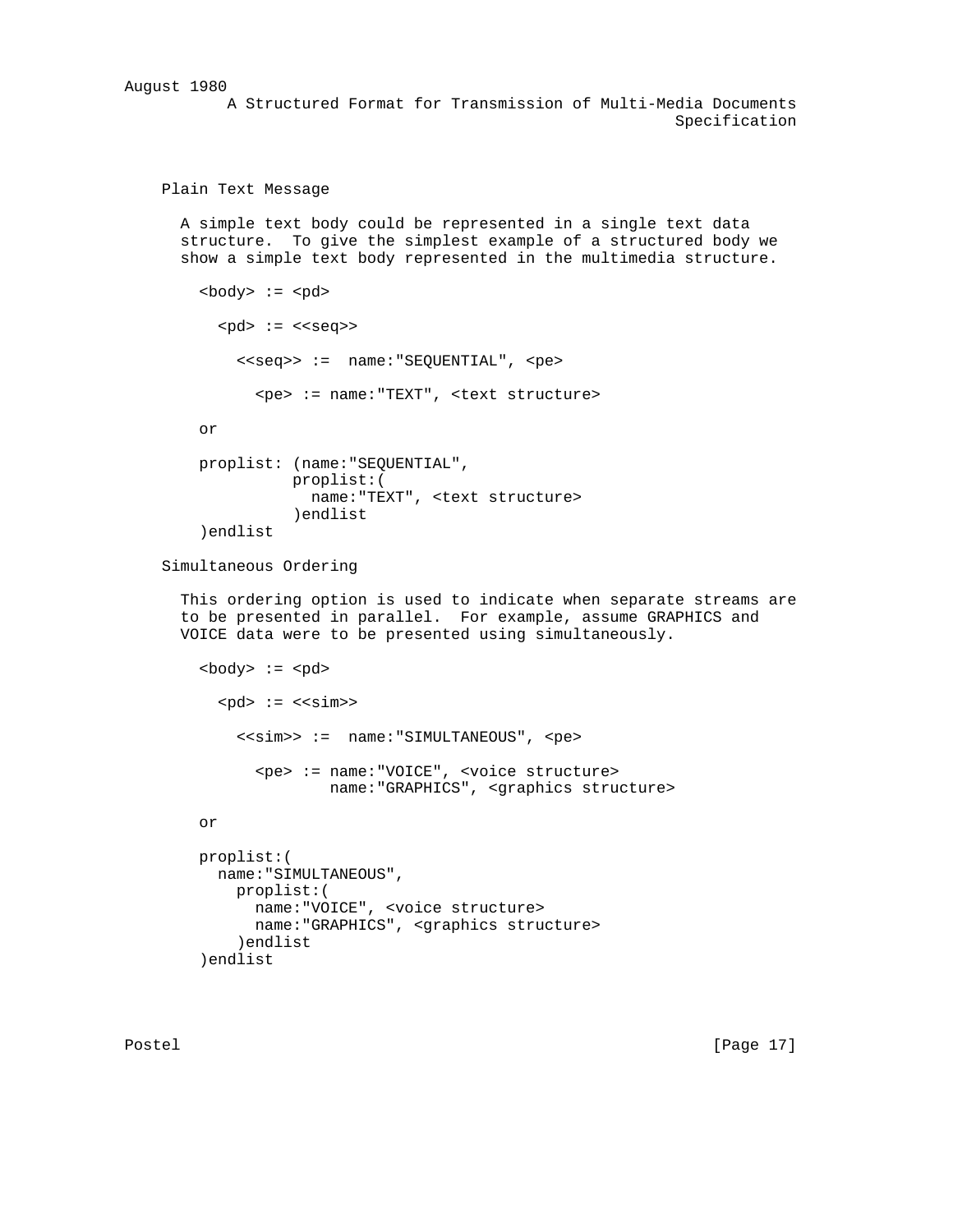### Plain Text Message

A simple text body could be represented in a single text data structure. To give the simplest example of a structured body we show a simple text body represented in the multimedia structure.

```
<body> := <pd>

  <pd> := <<seq>>

    <<seq>> :=  name:"SEQUENTIAL", <pe>

      <pe> := name:"TEXT", <text structure>

or

proplist: (name:"SEQUENTIAL",
          proplist:(
            name:"TEXT", <text structure>
          )endlist
)endlist
```

### Simultaneous Ordering

This ordering option is used to indicate when separate streams are to be presented in parallel. For example, assume GRAPHICS and VOICE data were to be presented using simultaneously.

```
<body> := <pd>

  <pd> := <<sim>>

    <<sim>> :=  name:"SIMULTANEOUS", <pe>

      <pe> := name:"VOICE", <voice structure>
              name:"GRAPHICS", <graphics structure>

or

proplist:(
  name:"SIMULTANEOUS",
    proplist:(
      name:"VOICE", <voice structure>
      name:"GRAPHICS", <graphics structure>
    )endlist
)endlist
```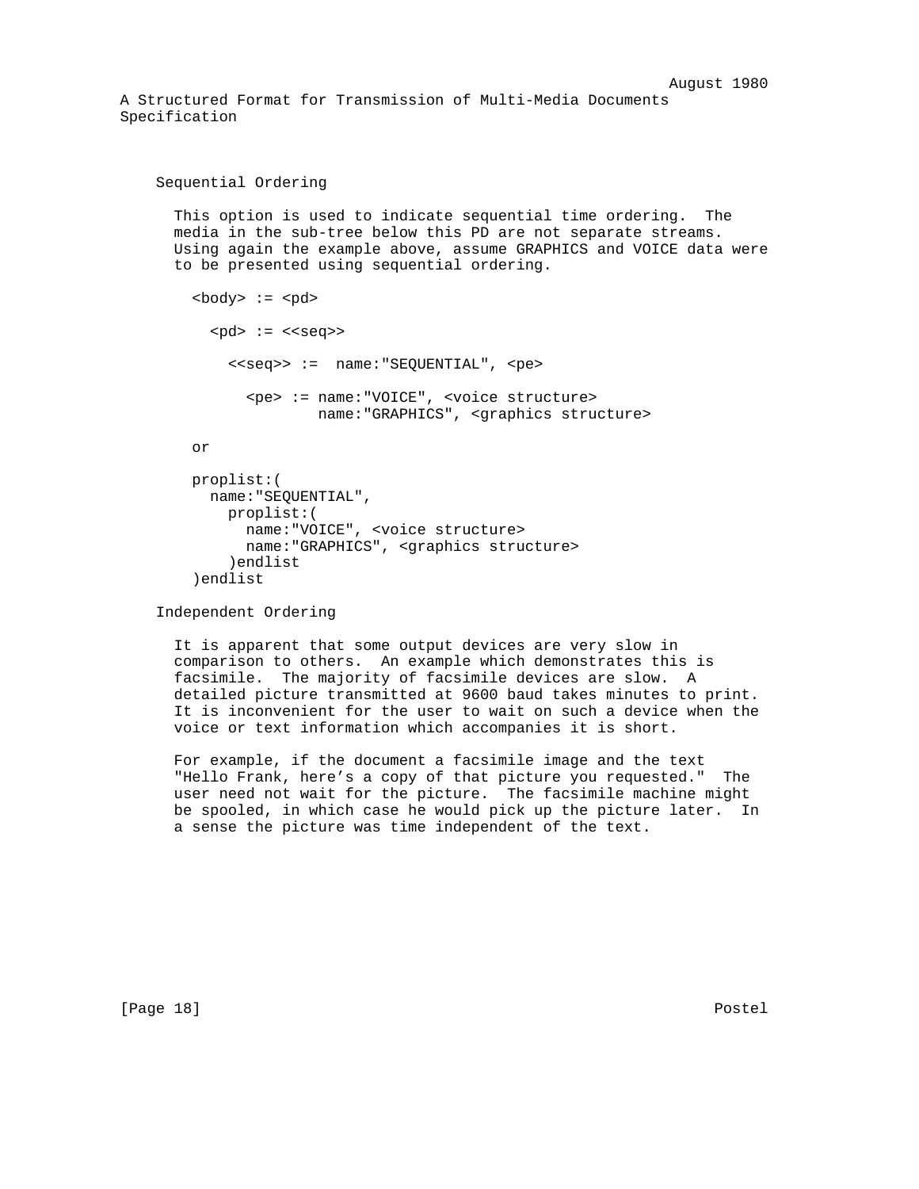### Sequential Ordering

This option is used to indicate sequential time ordering. The media in the sub-tree below this PD are not separate streams. Using again the example above, assume GRAPHICS and VOICE data were to be presented using sequential ordering.

```
<body> := <pd>

  <pd> := <<seq>>

    <<seq>> :=  name:"SEQUENTIAL", <pe>

      <pe> := name:"VOICE", <voice structure>
              name:"GRAPHICS", <graphics structure>
```

or

```
proplist:(
  name:"SEQUENTIAL",
    proplist:(
      name:"VOICE", <voice structure>
      name:"GRAPHICS", <graphics structure>
    )endlist
)endlist
```

### Independent Ordering

It is apparent that some output devices are very slow in comparison to others. An example which demonstrates this is facsimile. The majority of facsimile devices are slow. A detailed picture transmitted at 9600 baud takes minutes to print. It is inconvenient for the user to wait on such a device when the voice or text information which accompanies it is short.

For example, if the document a facsimile image and the text "Hello Frank, here's a copy of that picture you requested." The user need not wait for the picture. The facsimile machine might be spooled, in which case he would pick up the picture later. In a sense the picture was time independent of the text.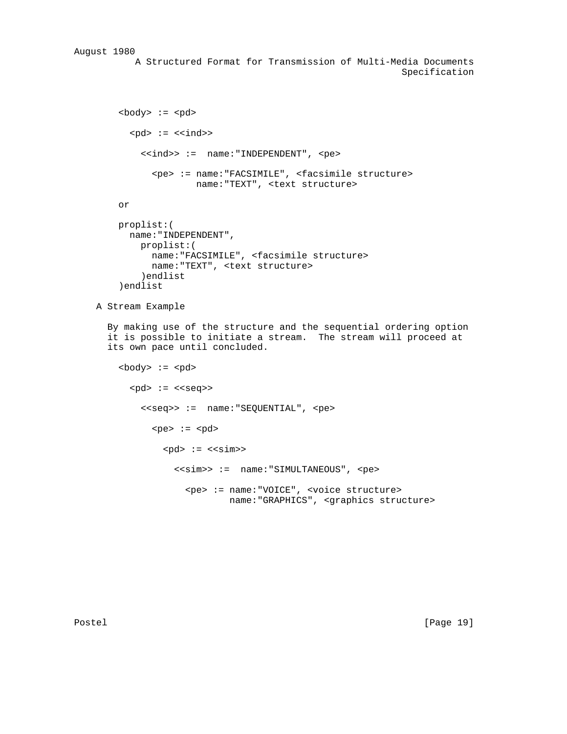```
<body> := <pd>

  <pd> := <<ind>>

    <<ind>> :=  name:"INDEPENDENT", <pe>

      <pe> := name:"FACSIMILE", <facsimile structure>
              name:"TEXT", <text structure>

or

proplist:(
  name:"INDEPENDENT",
    proplist:(
      name:"FACSIMILE", <facsimile structure>
      name:"TEXT", <text structure>
    )endlist
)endlist
```

A Stream Example

By making use of the structure and the sequential ordering option it is possible to initiate a stream. The stream will proceed at its own pace until concluded.

```
<body> := <pd>

  <pd> := <<seq>>

    <<seq>> :=  name:"SEQUENTIAL", <pe>

      <pe> := <pd>

        <pd> := <<sim>>

          <<sim>> :=  name:"SIMULTANEOUS", <pe>

            <pe> := name:"VOICE", <voice structure>
                    name:"GRAPHICS", <graphics structure>
```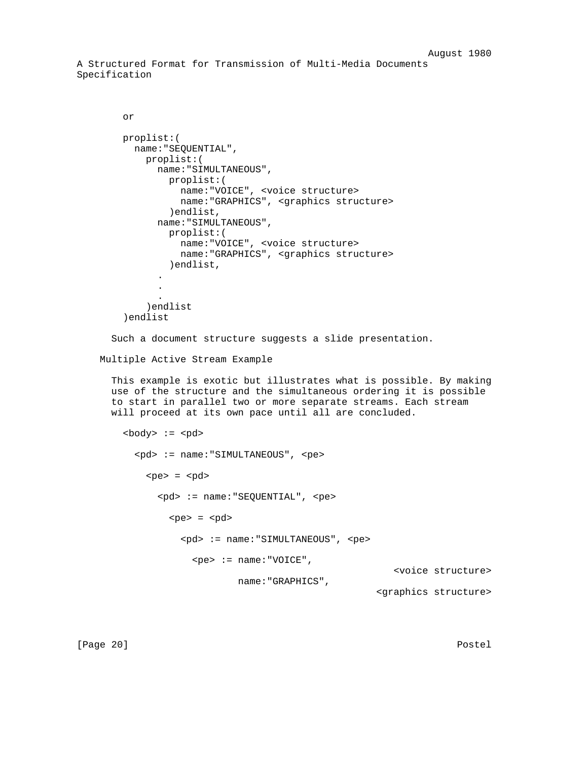or

```
proplist:(
  name:"SEQUENTIAL",
    proplist:(
      name:"SIMULTANEOUS",
        proplist:(
          name:"VOICE", <voice structure>
          name:"GRAPHICS", <graphics structure>
        )endlist,
      name:"SIMULTANEOUS",
        proplist:(
          name:"VOICE", <voice structure>
          name:"GRAPHICS", <graphics structure>
        )endlist,
      .
      .
      .
    )endlist
)endlist
```

Such a document structure suggests a slide presentation.

### Multiple Active Stream Example

This example is exotic but illustrates what is possible. By making use of the structure and the simultaneous ordering it is possible to start in parallel two or more separate streams. Each stream will proceed at its own pace until all are concluded.

```
<body> := <pd>

  <pd> := name:"SIMULTANEOUS", <pe>

    <pe> = <pd>

      <pd> := name:"SEQUENTIAL", <pe>

        <pe> = <pd>

          <pd> := name:"SIMULTANEOUS", <pe>

            <pe> := name:"VOICE",
                                              <voice structure>
                    name:"GRAPHICS",
                                           <graphics structure>
```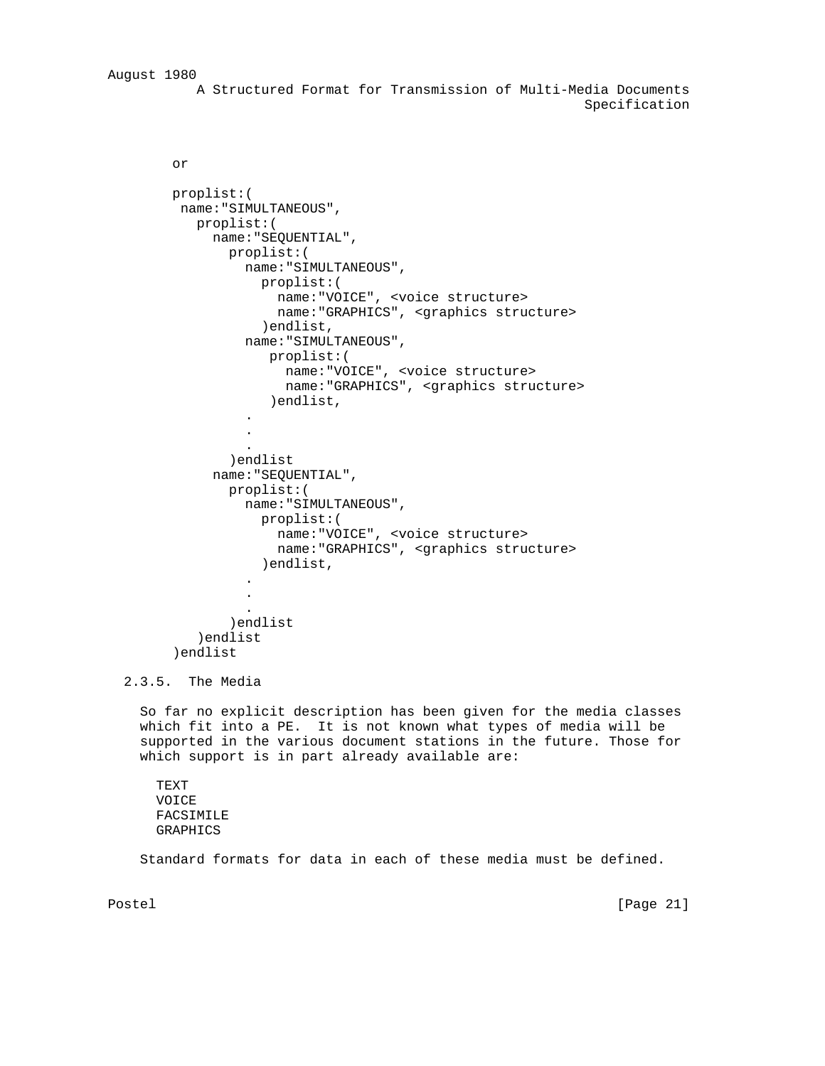or

```
proplist:(
 name:"SIMULTANEOUS",
   proplist:(
     name:"SEQUENTIAL",
       proplist:(
         name:"SIMULTANEOUS",
           proplist:(
             name:"VOICE", <voice structure>
             name:"GRAPHICS", <graphics structure>
           )endlist,
         name:"SIMULTANEOUS",
            proplist:(
              name:"VOICE", <voice structure>
              name:"GRAPHICS", <graphics structure>
            )endlist,
           .
           .
           .
       )endlist
     name:"SEQUENTIAL",
       proplist:(
         name:"SIMULTANEOUS",
           proplist:(
             name:"VOICE", <voice structure>
             name:"GRAPHICS", <graphics structure>
           )endlist,
           .
           .
           .
       )endlist
   )endlist
)endlist
```

### 2.3.5. The Media

So far no explicit description has been given for the media classes which fit into a PE. It is not known what types of media will be supported in the various document stations in the future. Those for which support is in part already available are:

TEXT
VOICE
FACSIMILE
GRAPHICS

Standard formats for data in each of these media must be defined.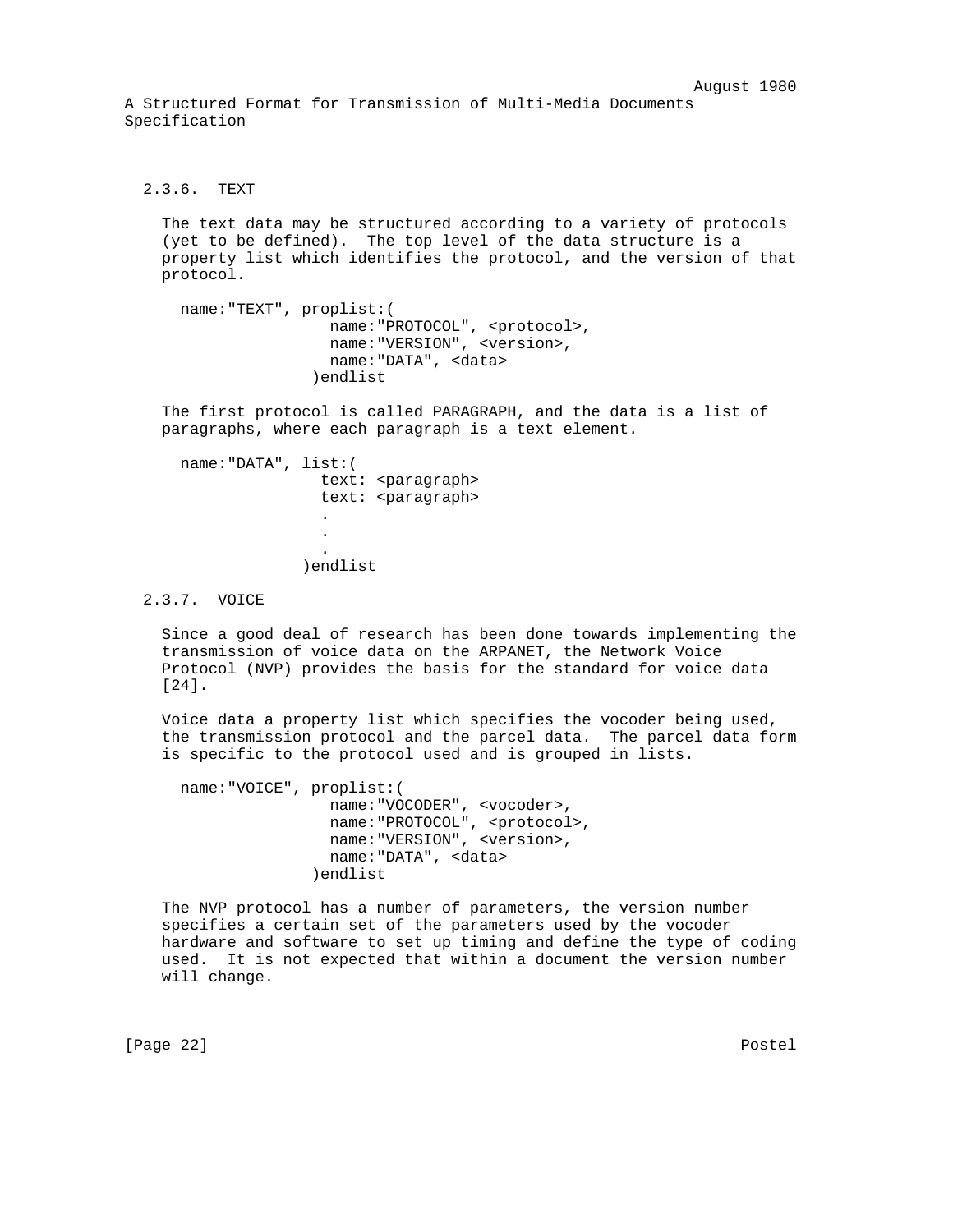### 2.3.6. TEXT

The text data may be structured according to a variety of protocols (yet to be defined). The top level of the data structure is a property list which identifies the protocol, and the version of that protocol.

```
name:"TEXT", proplist:(
                 name:"PROTOCOL", <protocol>,
                 name:"VERSION", <version>,
                 name:"DATA", <data>
               )endlist
```

The first protocol is called PARAGRAPH, and the data is a list of paragraphs, where each paragraph is a text element.

```
name:"DATA", list:(
                text: <paragraph>
                text: <paragraph>
                .
                .
                .
              )endlist
```

### 2.3.7. VOICE

Since a good deal of research has been done towards implementing the transmission of voice data on the ARPANET, the Network Voice Protocol (NVP) provides the basis for the standard for voice data [24].

Voice data a property list which specifies the vocoder being used, the transmission protocol and the parcel data. The parcel data form is specific to the protocol used and is grouped in lists.

```
name:"VOICE", proplist:(
                 name:"VOCODER", <vocoder>,
                 name:"PROTOCOL", <protocol>,
                 name:"VERSION", <version>,
                 name:"DATA", <data>
               )endlist
```

The NVP protocol has a number of parameters, the version number specifies a certain set of the parameters used by the vocoder hardware and software to set up timing and define the type of coding used. It is not expected that within a document the version number will change.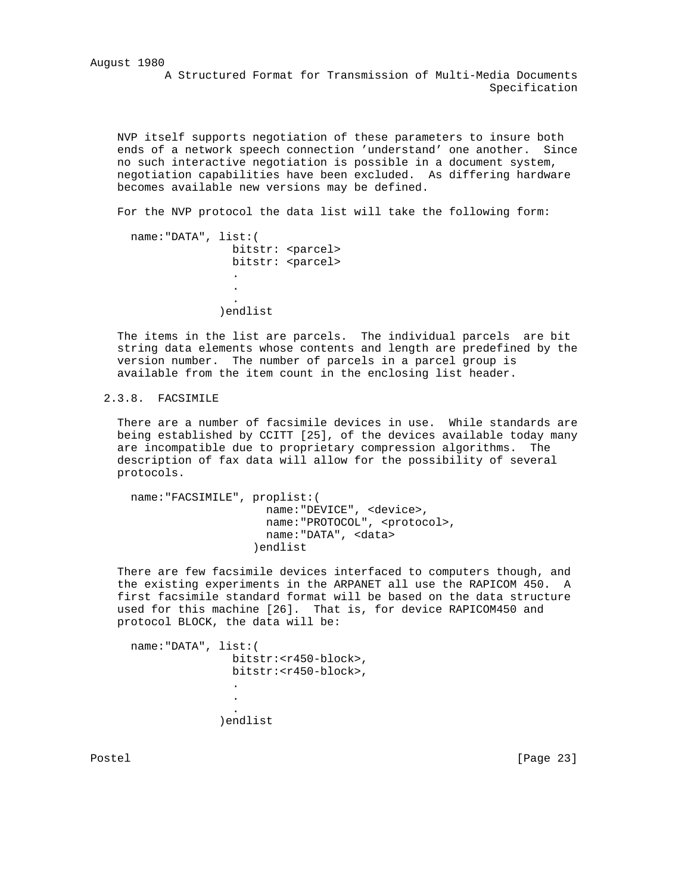NVP itself supports negotiation of these parameters to insure both ends of a network speech connection 'understand' one another. Since no such interactive negotiation is possible in a document system, negotiation capabilities have been excluded. As differing hardware becomes available new versions may be defined.

For the NVP protocol the data list will take the following form:

```
name:"DATA", list:(
               bitstr: <parcel>
               bitstr: <parcel>
               .
               .
               .
             )endlist
```

The items in the list are parcels. The individual parcels are bit string data elements whose contents and length are predefined by the version number. The number of parcels in a parcel group is available from the item count in the enclosing list header.

### 2.3.8. FACSIMILE

There are a number of facsimile devices in use. While standards are being established by CCITT [25], of the devices available today many are incompatible due to proprietary compression algorithms. The description of fax data will allow for the possibility of several protocols.

```
name:"FACSIMILE", proplist:(
                    name:"DEVICE", <device>,
                    name:"PROTOCOL", <protocol>,
                    name:"DATA", <data>
                  )endlist
```

There are few facsimile devices interfaced to computers though, and the existing experiments in the ARPANET all use the RAPICOM 450. A first facsimile standard format will be based on the data structure used for this machine [26]. That is, for device RAPICOM450 and protocol BLOCK, the data will be:

```
name:"DATA", list:(
               bitstr:<r450-block>,
               bitstr:<r450-block>,
               .
               .
               .
             )endlist
```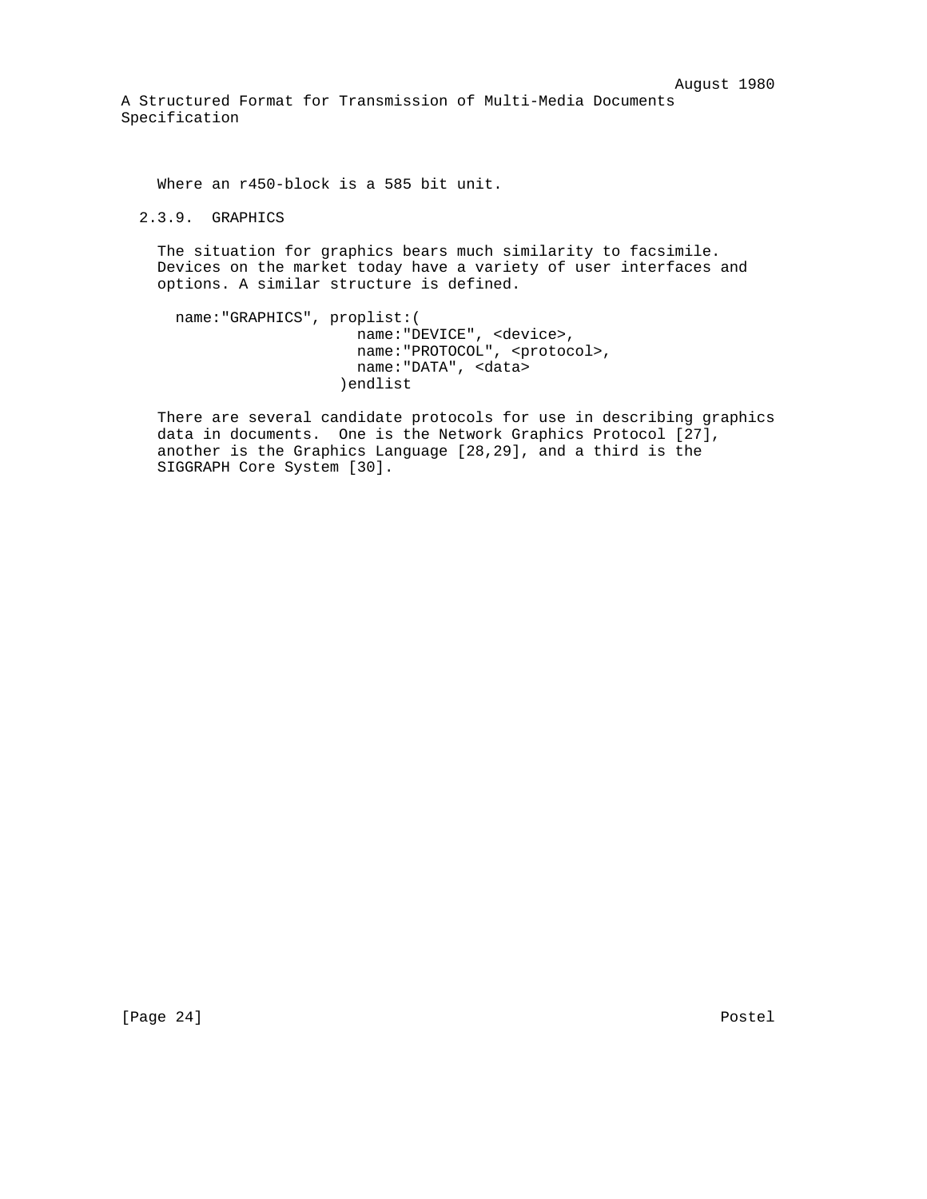Where an r450-block is a 585 bit unit.

### 2.3.9. GRAPHICS

The situation for graphics bears much similarity to facsimile. Devices on the market today have a variety of user interfaces and options. A similar structure is defined.

```
name:"GRAPHICS", proplist:(
                    name:"DEVICE", <device>,
                    name:"PROTOCOL", <protocol>,
                    name:"DATA", <data>
                  )endlist
```

There are several candidate protocols for use in describing graphics data in documents. One is the Network Graphics Protocol [27], another is the Graphics Language [28,29], and a third is the SIGGRAPH Core System [30].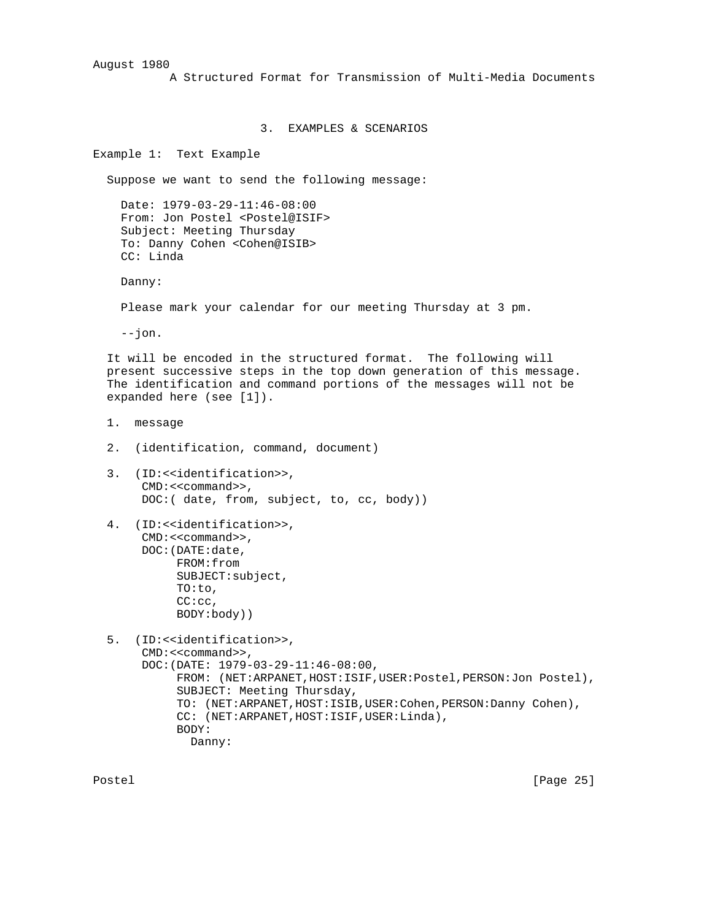## 3. EXAMPLES & SCENARIOS

Example 1: Text Example

Suppose we want to send the following message:

```
Date: 1979-03-29-11:46-08:00
From: Jon Postel <Postel@ISIF>
Subject: Meeting Thursday
To: Danny Cohen <Cohen@ISIB>
CC: Linda

Danny:

Please mark your calendar for our meeting Thursday at 3 pm.

--jon.
```

It will be encoded in the structured format. The following will present successive steps in the top down generation of this message. The identification and command portions of the messages will not be expanded here (see [1]).

```
1.  message

2.  (identification, command, document)

3.  (ID:<<identification>>,
     CMD:<<command>>,
     DOC:( date, from, subject, to, cc, body))

4.  (ID:<<identification>>,
     CMD:<<command>>,
     DOC:(DATE:date,
          FROM:from
          SUBJECT:subject,
          TO:to,
          CC:cc,
          BODY:body))

5.  (ID:<<identification>>,
     CMD:<<command>>,
     DOC:(DATE: 1979-03-29-11:46-08:00,
          FROM: (NET:ARPANET,HOST:ISIF,USER:Postel,PERSON:Jon Postel),
          SUBJECT: Meeting Thursday,
          TO: (NET:ARPANET,HOST:ISIB,USER:Cohen,PERSON:Danny Cohen),
          CC: (NET:ARPANET,HOST:ISIF,USER:Linda),
          BODY:
            Danny:
```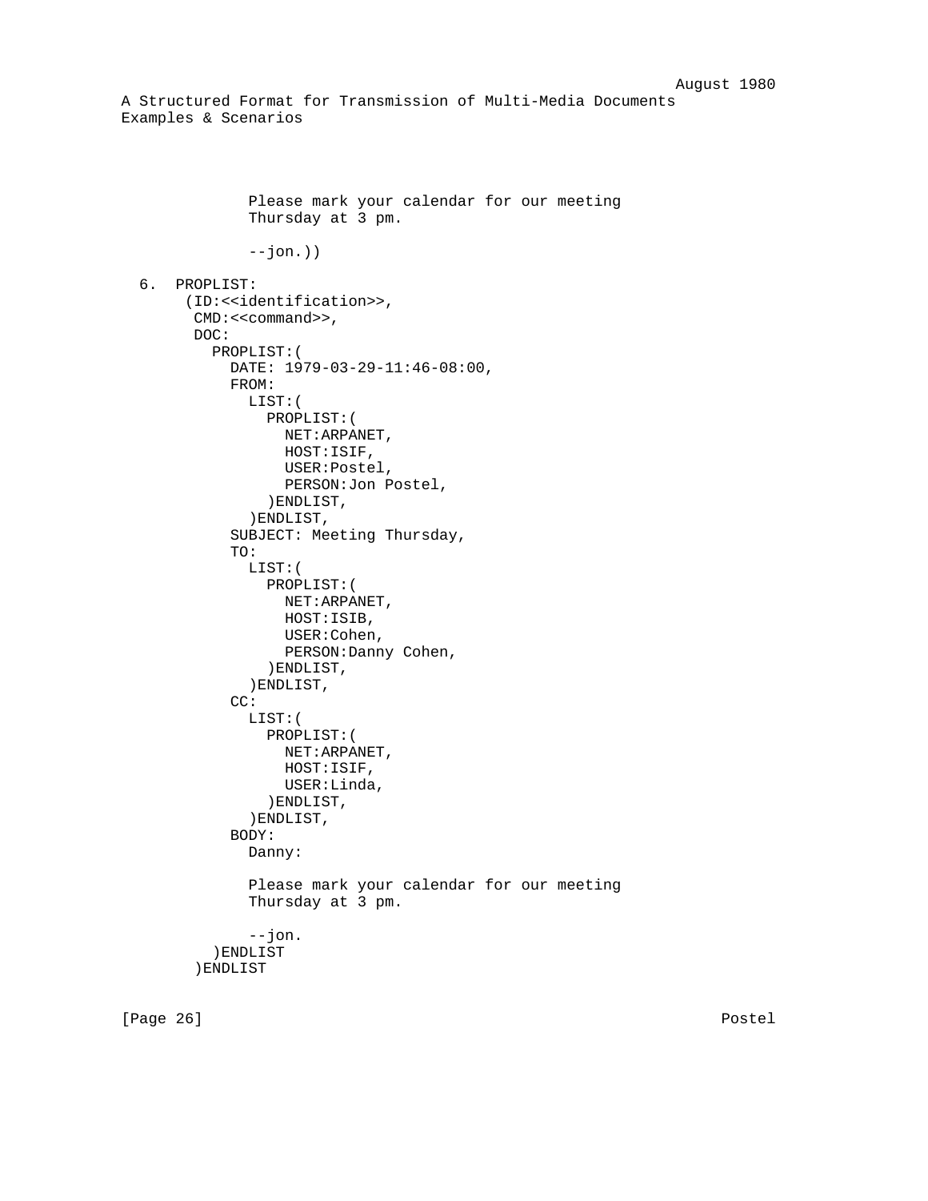```
         Please mark your calendar for our meeting
         Thursday at 3 pm.

         --jon.))
```

```
6.  PROPLIST:
     (ID:<<identification>>,
      CMD:<<command>>,
      DOC:
        PROPLIST:(
          DATE: 1979-03-29-11:46-08:00,
          FROM:
            LIST:(
              PROPLIST:(
                NET:ARPANET,
                HOST:ISIF,
                USER:Postel,
                PERSON:Jon Postel,
              )ENDLIST,
            )ENDLIST,
          SUBJECT: Meeting Thursday,
          TO:
            LIST:(
              PROPLIST:(
                NET:ARPANET,
                HOST:ISIB,
                USER:Cohen,
                PERSON:Danny Cohen,
              )ENDLIST,
            )ENDLIST,
          CC:
            LIST:(
              PROPLIST:(
                NET:ARPANET,
                HOST:ISIF,
                USER:Linda,
              )ENDLIST,
            )ENDLIST,
          BODY:
            Danny:

            Please mark your calendar for our meeting
            Thursday at 3 pm.

            --jon.
        )ENDLIST
      )ENDLIST
```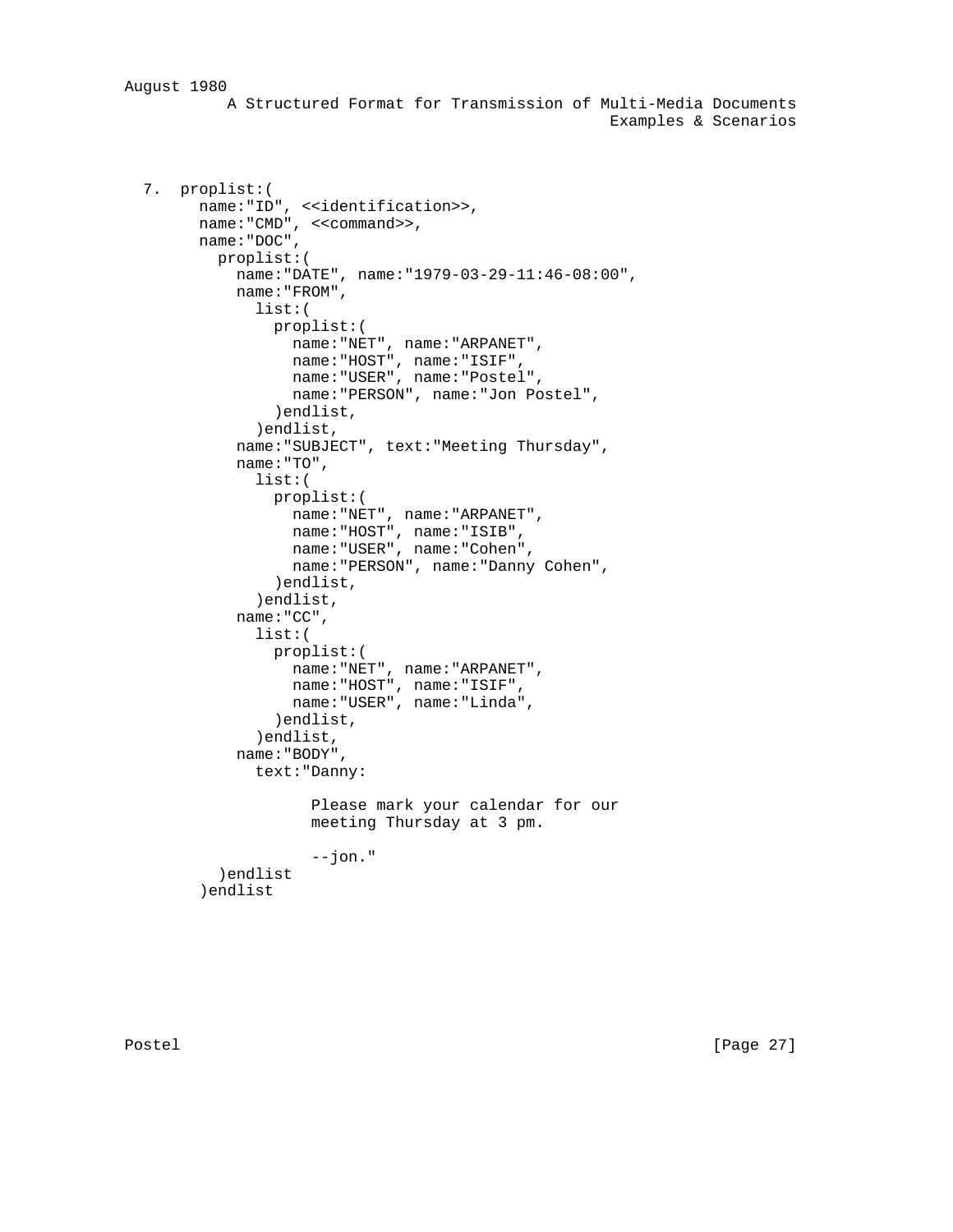7. 
```
proplist:(
  name:"ID", <<identification>>,
  name:"CMD", <<command>>,
  name:"DOC",
    proplist:(
      name:"DATE", name:"1979-03-29-11:46-08:00",
      name:"FROM",
        list:(
          proplist:(
            name:"NET", name:"ARPANET",
            name:"HOST", name:"ISIF",
            name:"USER", name:"Postel",
            name:"PERSON", name:"Jon Postel",
          )endlist,
        )endlist,
      name:"SUBJECT", text:"Meeting Thursday",
      name:"TO",
        list:(
          proplist:(
            name:"NET", name:"ARPANET",
            name:"HOST", name:"ISIB",
            name:"USER", name:"Cohen",
            name:"PERSON", name:"Danny Cohen",
          )endlist,
        )endlist,
      name:"CC",
        list:(
          proplist:(
            name:"NET", name:"ARPANET",
            name:"HOST", name:"ISIF",
            name:"USER", name:"Linda",
          )endlist,
        )endlist,
      name:"BODY",
        text:"Danny:

              Please mark your calendar for our
              meeting Thursday at 3 pm.

              --jon."
    )endlist
  )endlist
```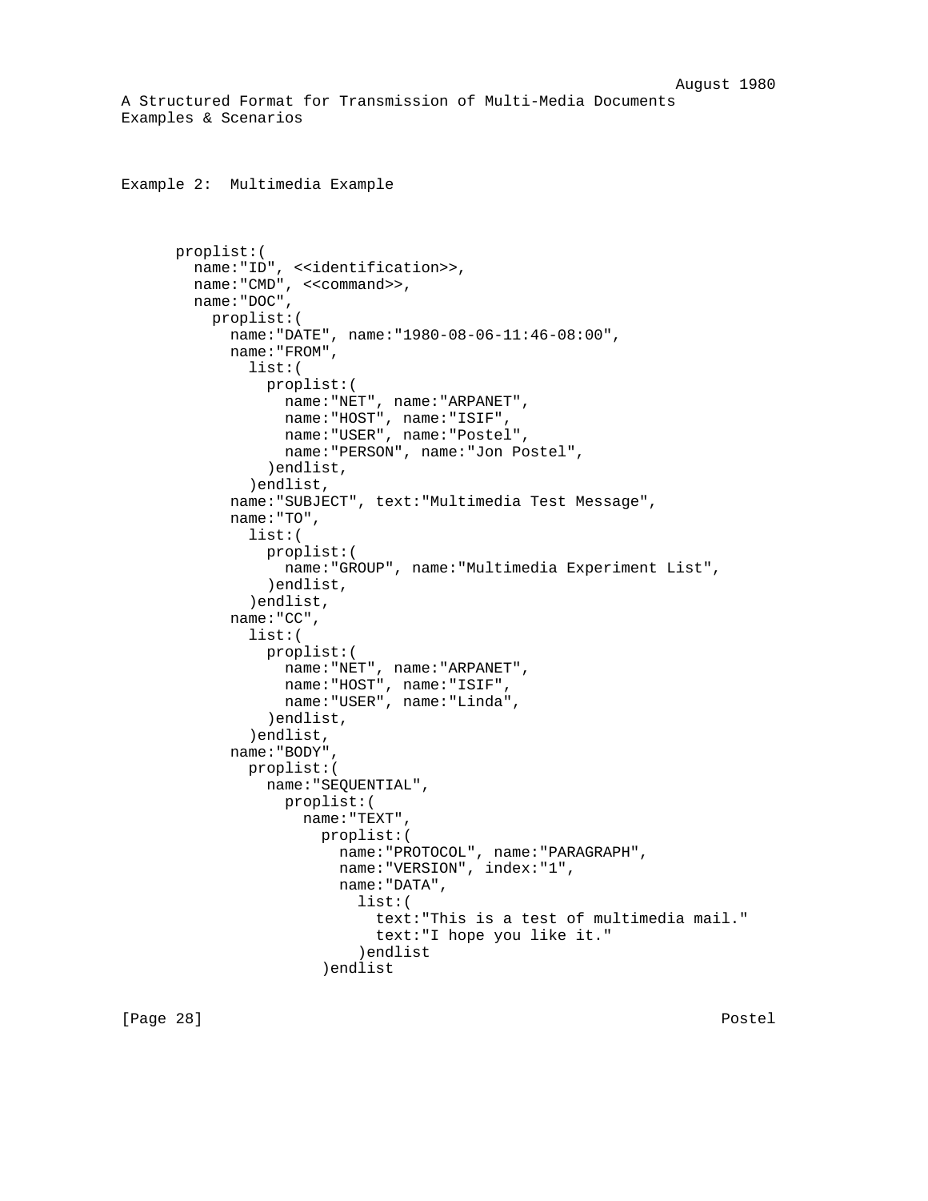## Example 2: Multimedia Example

```
proplist:(
  name:"ID", <<identification>>,
  name:"CMD", <<command>>,
  name:"DOC",
    proplist:(
      name:"DATE", name:"1980-08-06-11:46-08:00",
      name:"FROM",
        list:(
          proplist:(
            name:"NET", name:"ARPANET",
            name:"HOST", name:"ISIF",
            name:"USER", name:"Postel",
            name:"PERSON", name:"Jon Postel",
          )endlist,
        )endlist,
      name:"SUBJECT", text:"Multimedia Test Message",
      name:"TO",
        list:(
          proplist:(
            name:"GROUP", name:"Multimedia Experiment List",
          )endlist,
        )endlist,
      name:"CC",
        list:(
          proplist:(
            name:"NET", name:"ARPANET",
            name:"HOST", name:"ISIF",
            name:"USER", name:"Linda",
          )endlist,
        )endlist,
      name:"BODY",
        proplist:(
          name:"SEQUENTIAL",
            proplist:(
              name:"TEXT",
                proplist:(
                  name:"PROTOCOL", name:"PARAGRAPH",
                  name:"VERSION", index:"1",
                  name:"DATA",
                    list:(
                      text:"This is a test of multimedia mail."
                      text:"I hope you like it."
                    )endlist
                )endlist
```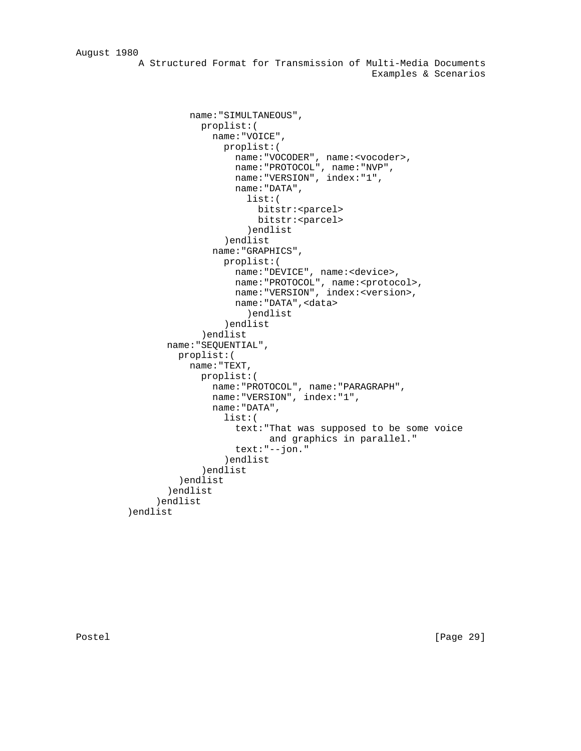```
              name:"SIMULTANEOUS",
                proplist:(
                  name:"VOICE",
                    proplist:(
                      name:"VOCODER", name:<vocoder>,
                      name:"PROTOCOL", name:"NVP",
                      name:"VERSION", index:"1",
                      name:"DATA",
                        list:(
                          bitstr:<parcel>
                          bitstr:<parcel>
                        )endlist
                    )endlist
                  name:"GRAPHICS",
                    proplist:(
                      name:"DEVICE", name:<device>,
                      name:"PROTOCOL", name:<protocol>,
                      name:"VERSION", index:<version>,
                      name:"DATA",<data>
                        )endlist
                    )endlist
                )endlist
          name:"SEQUENTIAL",
            proplist:(
              name:"TEXT,
                proplist:(
                  name:"PROTOCOL", name:"PARAGRAPH",
                  name:"VERSION", index:"1",
                  name:"DATA",
                    list:(
                      text:"That was supposed to be some voice
                            and graphics in parallel."
                      text:"--jon."
                    )endlist
                )endlist
            )endlist
          )endlist
        )endlist
     )endlist
```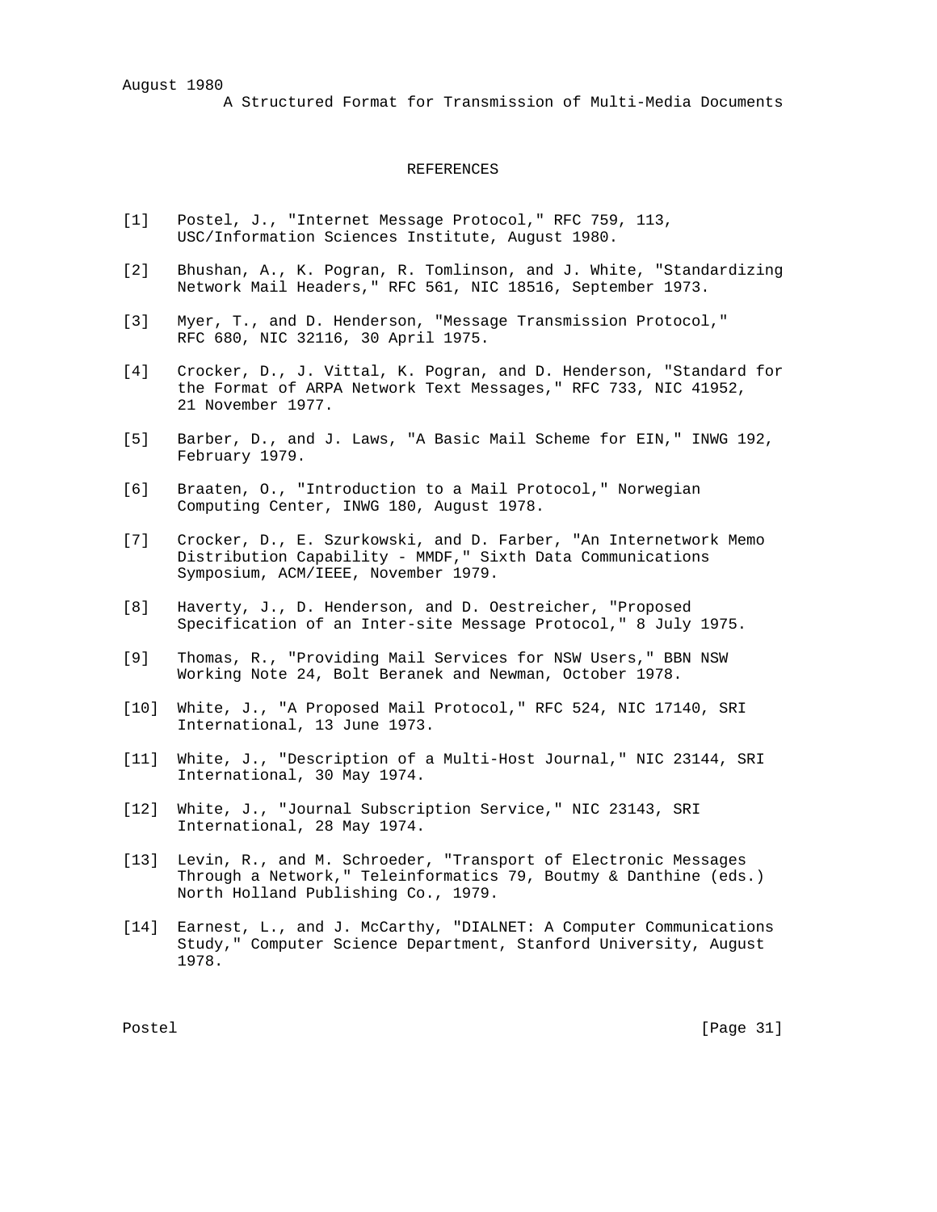## REFERENCES

[1] Postel, J., "Internet Message Protocol," RFC 759, 113, USC/Information Sciences Institute, August 1980.

[2] Bhushan, A., K. Pogran, R. Tomlinson, and J. White, "Standardizing Network Mail Headers," RFC 561, NIC 18516, September 1973.

[3] Myer, T., and D. Henderson, "Message Transmission Protocol," RFC 680, NIC 32116, 30 April 1975.

[4] Crocker, D., J. Vittal, K. Pogran, and D. Henderson, "Standard for the Format of ARPA Network Text Messages," RFC 733, NIC 41952, 21 November 1977.

[5] Barber, D., and J. Laws, "A Basic Mail Scheme for EIN," INWG 192, February 1979.

[6] Braaten, O., "Introduction to a Mail Protocol," Norwegian Computing Center, INWG 180, August 1978.

[7] Crocker, D., E. Szurkowski, and D. Farber, "An Internetwork Memo Distribution Capability - MMDF," Sixth Data Communications Symposium, ACM/IEEE, November 1979.

[8] Haverty, J., D. Henderson, and D. Oestreicher, "Proposed Specification of an Inter-site Message Protocol," 8 July 1975.

[9] Thomas, R., "Providing Mail Services for NSW Users," BBN NSW Working Note 24, Bolt Beranek and Newman, October 1978.

[10] White, J., "A Proposed Mail Protocol," RFC 524, NIC 17140, SRI International, 13 June 1973.

[11] White, J., "Description of a Multi-Host Journal," NIC 23144, SRI International, 30 May 1974.

[12] White, J., "Journal Subscription Service," NIC 23143, SRI International, 28 May 1974.

[13] Levin, R., and M. Schroeder, "Transport of Electronic Messages Through a Network," Teleinformatics 79, Boutmy & Danthine (eds.) North Holland Publishing Co., 1979.

[14] Earnest, L., and J. McCarthy, "DIALNET: A Computer Communications Study," Computer Science Department, Stanford University, August 1978.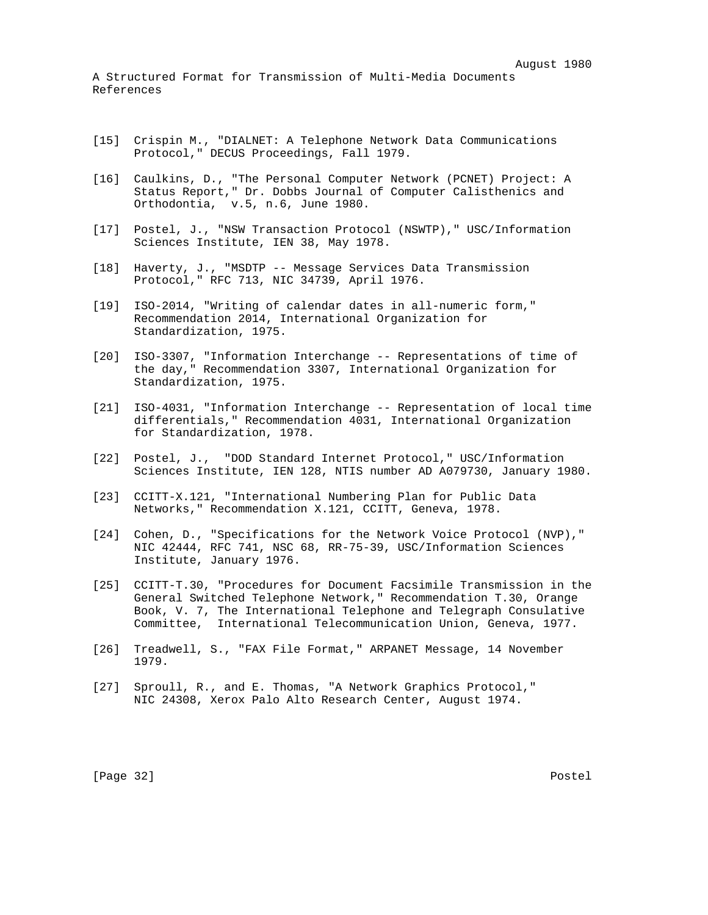[15] Crispin M., "DIALNET: A Telephone Network Data Communications Protocol," DECUS Proceedings, Fall 1979.

[16] Caulkins, D., "The Personal Computer Network (PCNET) Project: A Status Report," Dr. Dobbs Journal of Computer Calisthenics and Orthodontia, v.5, n.6, June 1980.

[17] Postel, J., "NSW Transaction Protocol (NSWTP)," USC/Information Sciences Institute, IEN 38, May 1978.

[18] Haverty, J., "MSDTP -- Message Services Data Transmission Protocol," RFC 713, NIC 34739, April 1976.

[19] ISO-2014, "Writing of calendar dates in all-numeric form," Recommendation 2014, International Organization for Standardization, 1975.

[20] ISO-3307, "Information Interchange -- Representations of time of the day," Recommendation 3307, International Organization for Standardization, 1975.

[21] ISO-4031, "Information Interchange -- Representation of local time differentials," Recommendation 4031, International Organization for Standardization, 1978.

[22] Postel, J., "DOD Standard Internet Protocol," USC/Information Sciences Institute, IEN 128, NTIS number AD A079730, January 1980.

[23] CCITT-X.121, "International Numbering Plan for Public Data Networks," Recommendation X.121, CCITT, Geneva, 1978.

[24] Cohen, D., "Specifications for the Network Voice Protocol (NVP)," NIC 42444, RFC 741, NSC 68, RR-75-39, USC/Information Sciences Institute, January 1976.

[25] CCITT-T.30, "Procedures for Document Facsimile Transmission in the General Switched Telephone Network," Recommendation T.30, Orange Book, V. 7, The International Telephone and Telegraph Consulative Committee, International Telecommunication Union, Geneva, 1977.

[26] Treadwell, S., "FAX File Format," ARPANET Message, 14 November 1979.

[27] Sproull, R., and E. Thomas, "A Network Graphics Protocol," NIC 24308, Xerox Palo Alto Research Center, August 1974.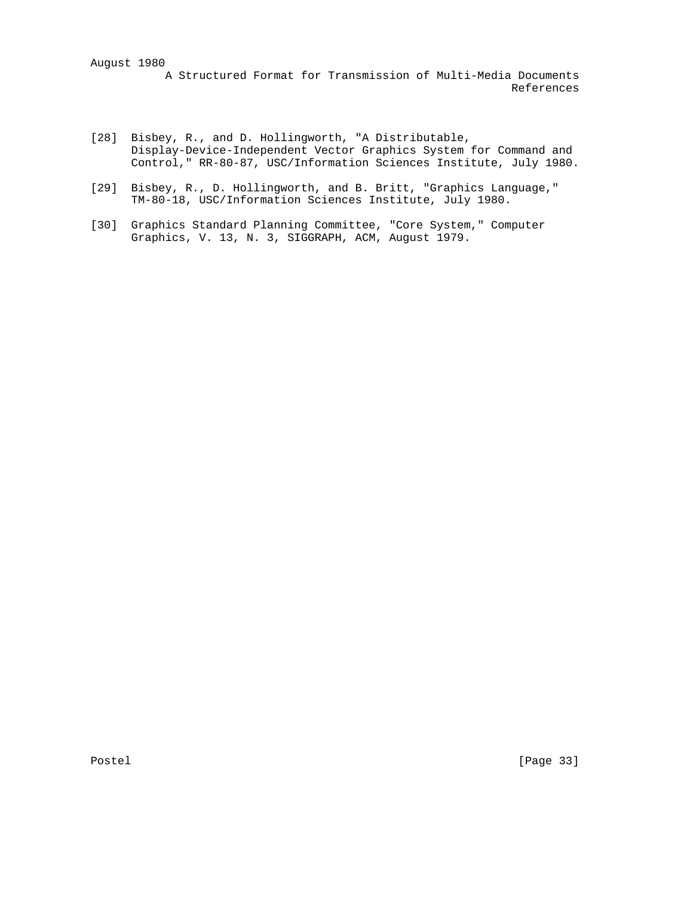[28] Bisbey, R., and D. Hollingworth, "A Distributable, Display-Device-Independent Vector Graphics System for Command and Control," RR-80-87, USC/Information Sciences Institute, July 1980.

[29] Bisbey, R., D. Hollingworth, and B. Britt, "Graphics Language," TM-80-18, USC/Information Sciences Institute, July 1980.

[30] Graphics Standard Planning Committee, "Core System," Computer Graphics, V. 13, N. 3, SIGGRAPH, ACM, August 1979.